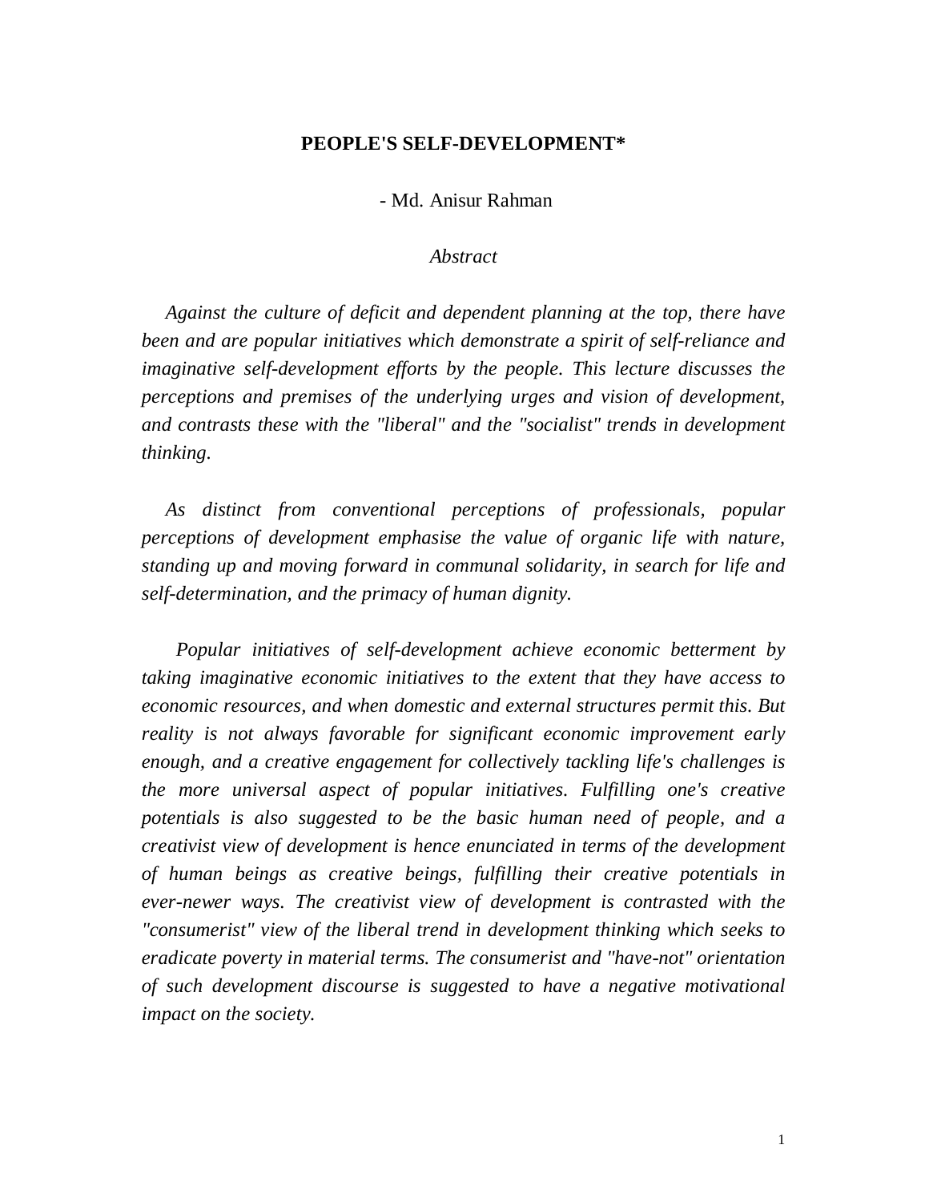# PEOPLE'S SELF-DEVELOPMENT*

- Md. Anisur Rahman

*Abstract*

*Against the culture of deficit and dependent planning at the top, there have been and are popular initiatives which demonstrate a spirit of self-reliance and imaginative self-development efforts by the people. This lecture discusses the perceptions and premises of the underlying urges and vision of development, and contrasts these with the "liberal" and the "socialist" trends in development thinking.*

*As distinct from conventional perceptions of professionals, popular perceptions of development emphasise the value of organic life with nature, standing up and moving forward in communal solidarity, in search for life and self-determination, and the primacy of human dignity.*

*Popular initiatives of self-development achieve economic betterment by taking imaginative economic initiatives to the extent that they have access to economic resources, and when domestic and external structures permit this. But reality is not always favorable for significant economic improvement early enough, and a creative engagement for collectively tackling life's challenges is the more universal aspect of popular initiatives. Fulfilling one's creative potentials is also suggested to be the basic human need of people, and a creativist view of development is hence enunciated in terms of the development of human beings as creative beings, fulfilling their creative potentials in ever-newer ways. The creativist view of development is contrasted with the "consumerist" view of the liberal trend in development thinking which seeks to eradicate poverty in material terms. The consumerist and "have-not" orientation of such development discourse is suggested to have a negative motivational impact on the society.*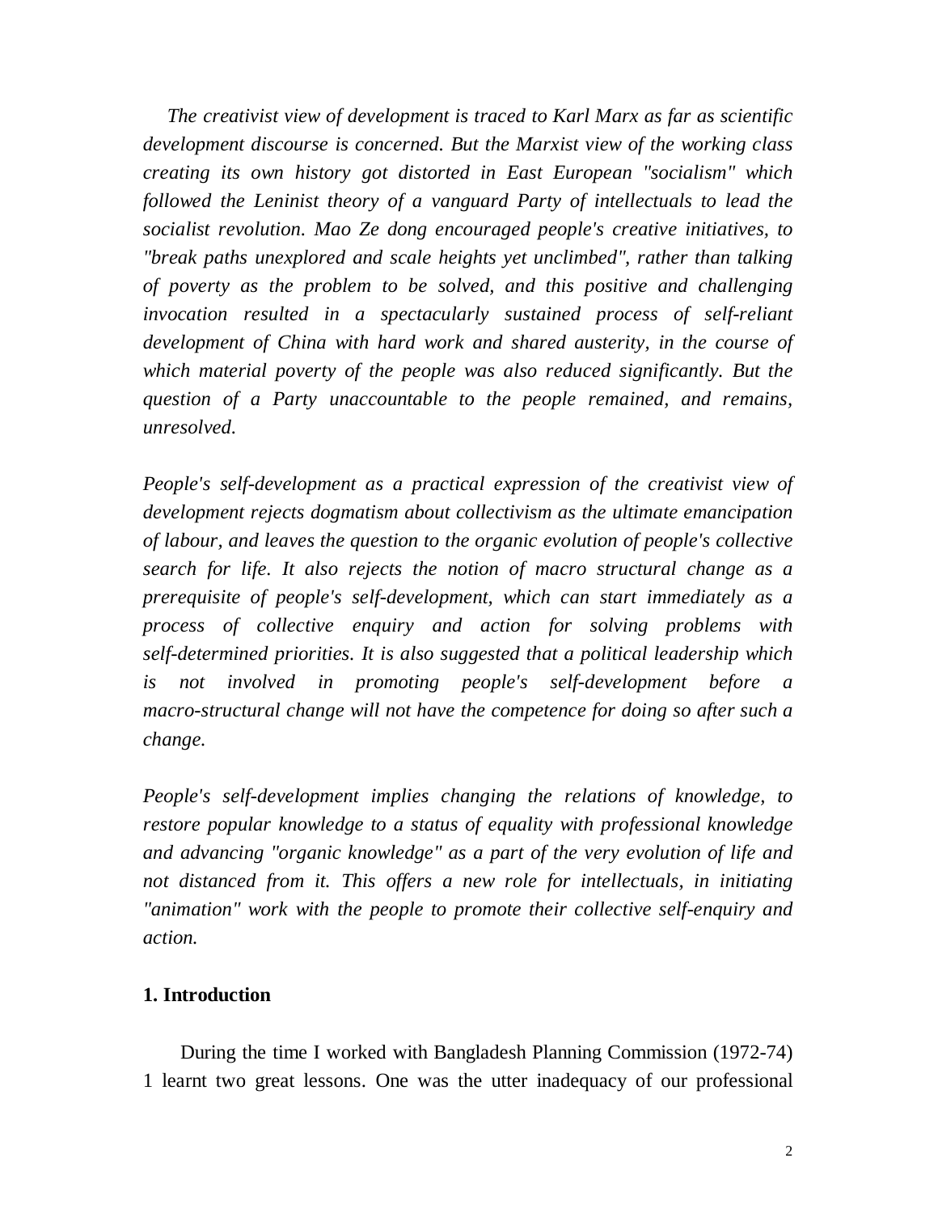*The creativist view of development is traced to Karl Marx as far as scientific development discourse is concerned. But the Marxist view of the working class creating its own history got distorted in East European "socialism" which followed the Leninist theory of a vanguard Party of intellectuals to lead the socialist revolution. Mao Ze dong encouraged people's creative initiatives, to "break paths unexplored and scale heights yet unclimbed", rather than talking of poverty as the problem to be solved, and this positive and challenging invocation resulted in a spectacularly sustained process of self-reliant development of China with hard work and shared austerity, in the course of which material poverty of the people was also reduced significantly. But the question of a Party unaccountable to the people remained, and remains, unresolved.*

*People's self-development as a practical expression of the creativist view of development rejects dogmatism about collectivism as the ultimate emancipation of labour, and leaves the question to the organic evolution of people's collective search for life. It also rejects the notion of macro structural change as a prerequisite of people's self-development, which can start immediately as a process of collective enquiry and action for solving problems with self-determined priorities. It is also suggested that a political leadership which is not involved in promoting people's self-development before a macro-structural change will not have the competence for doing so after such a change.*

*People's self-development implies changing the relations of knowledge, to restore popular knowledge to a status of equality with professional knowledge and advancing "organic knowledge" as a part of the very evolution of life and not distanced from it. This offers a new role for intellectuals, in initiating "animation" work with the people to promote their collective self-enquiry and action.*

## 1. Introduction

During the time I worked with Bangladesh Planning Commission (1972-74) 1 learnt two great lessons. One was the utter inadequacy of our professional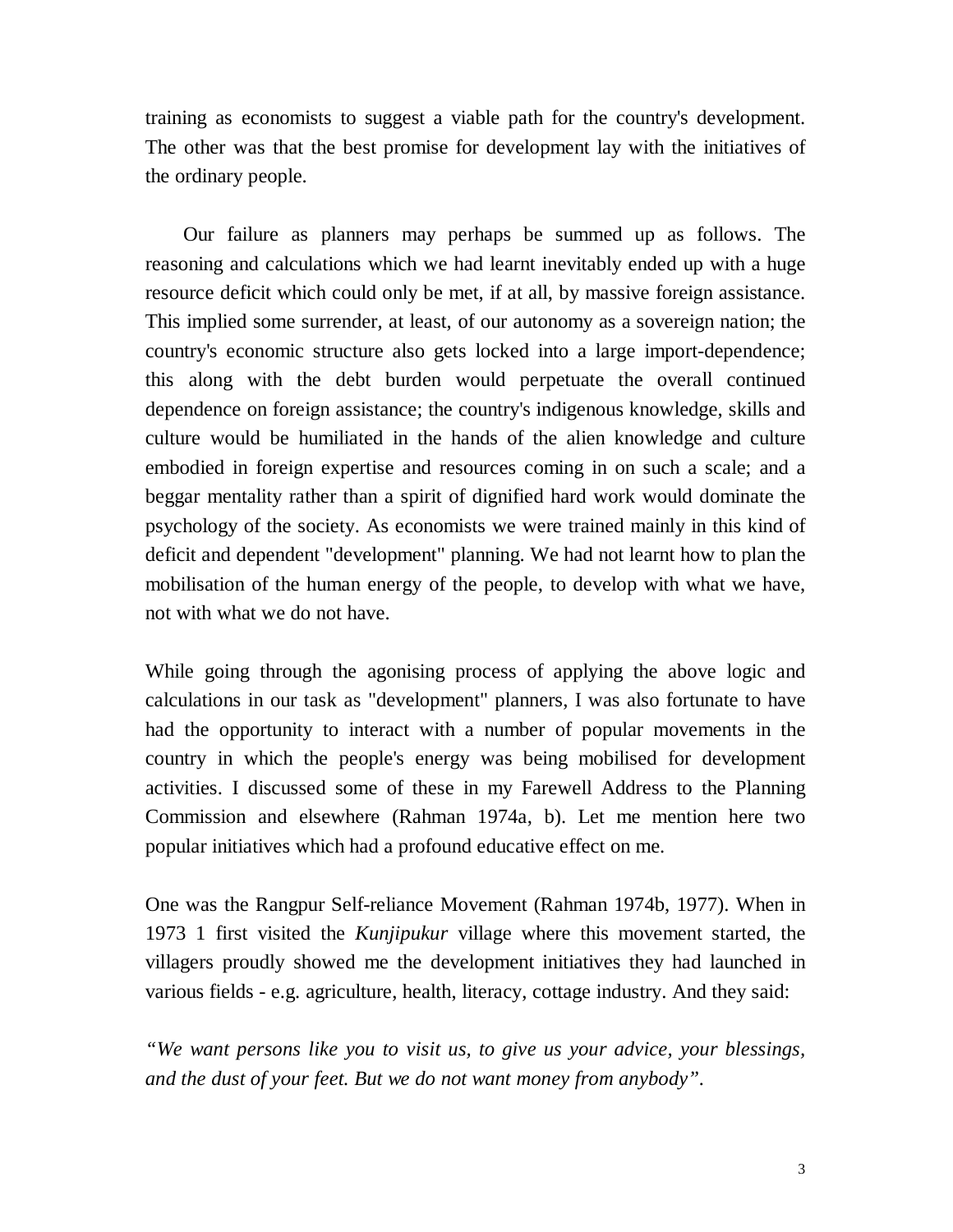training as economists to suggest a viable path for the country's development. The other was that the best promise for development lay with the initiatives of the ordinary people.

Our failure as planners may perhaps be summed up as follows. The reasoning and calculations which we had learnt inevitably ended up with a huge resource deficit which could only be met, if at all, by massive foreign assistance. This implied some surrender, at least, of our autonomy as a sovereign nation; the country's economic structure also gets locked into a large import-dependence; this along with the debt burden would perpetuate the overall continued dependence on foreign assistance; the country's indigenous knowledge, skills and culture would be humiliated in the hands of the alien knowledge and culture embodied in foreign expertise and resources coming in on such a scale; and a beggar mentality rather than a spirit of dignified hard work would dominate the psychology of the society. As economists we were trained mainly in this kind of deficit and dependent "development" planning. We had not learnt how to plan the mobilisation of the human energy of the people, to develop with what we have, not with what we do not have.

While going through the agonising process of applying the above logic and calculations in our task as "development" planners, I was also fortunate to have had the opportunity to interact with a number of popular movements in the country in which the people's energy was being mobilised for development activities. I discussed some of these in my Farewell Address to the Planning Commission and elsewhere (Rahman 1974a, b). Let me mention here two popular initiatives which had a profound educative effect on me.

One was the Rangpur Self-reliance Movement (Rahman 1974b, 1977). When in 1973 1 first visited the *Kunjipukur* village where this movement started, the villagers proudly showed me the development initiatives they had launched in various fields - e.g. agriculture, health, literacy, cottage industry. And they said:

*"We want persons like you to visit us, to give us your advice, your blessings, and the dust of your feet. But we do not want money from anybody".*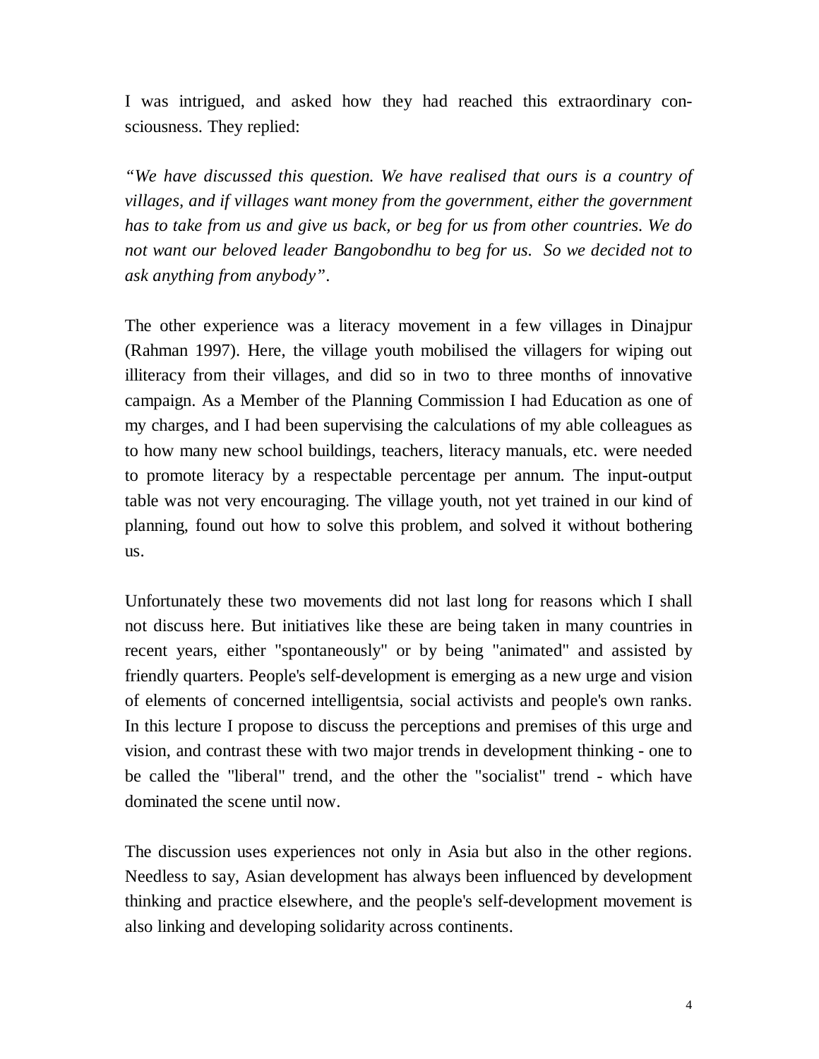I was intrigued, and asked how they had reached this extraordinary consciousness. They replied:

*"We have discussed this question. We have realised that ours is a country of villages, and if villages want money from the government, either the government has to take from us and give us back, or beg for us from other countries. We do not want our beloved leader Bangobondhu to beg for us. So we decided not to ask anything from anybody".*

The other experience was a literacy movement in a few villages in Dinajpur (Rahman 1997). Here, the village youth mobilised the villagers for wiping out illiteracy from their villages, and did so in two to three months of innovative campaign. As a Member of the Planning Commission I had Education as one of my charges, and I had been supervising the calculations of my able colleagues as to how many new school buildings, teachers, literacy manuals, etc. were needed to promote literacy by a respectable percentage per annum. The input-output table was not very encouraging. The village youth, not yet trained in our kind of planning, found out how to solve this problem, and solved it without bothering us.

Unfortunately these two movements did not last long for reasons which I shall not discuss here. But initiatives like these are being taken in many countries in recent years, either "spontaneously" or by being "animated" and assisted by friendly quarters. People's self-development is emerging as a new urge and vision of elements of concerned intelligentsia, social activists and people's own ranks. In this lecture I propose to discuss the perceptions and premises of this urge and vision, and contrast these with two major trends in development thinking - one to be called the "liberal" trend, and the other the "socialist" trend - which have dominated the scene until now.

The discussion uses experiences not only in Asia but also in the other regions. Needless to say, Asian development has always been influenced by development thinking and practice elsewhere, and the people's self-development movement is also linking and developing solidarity across continents.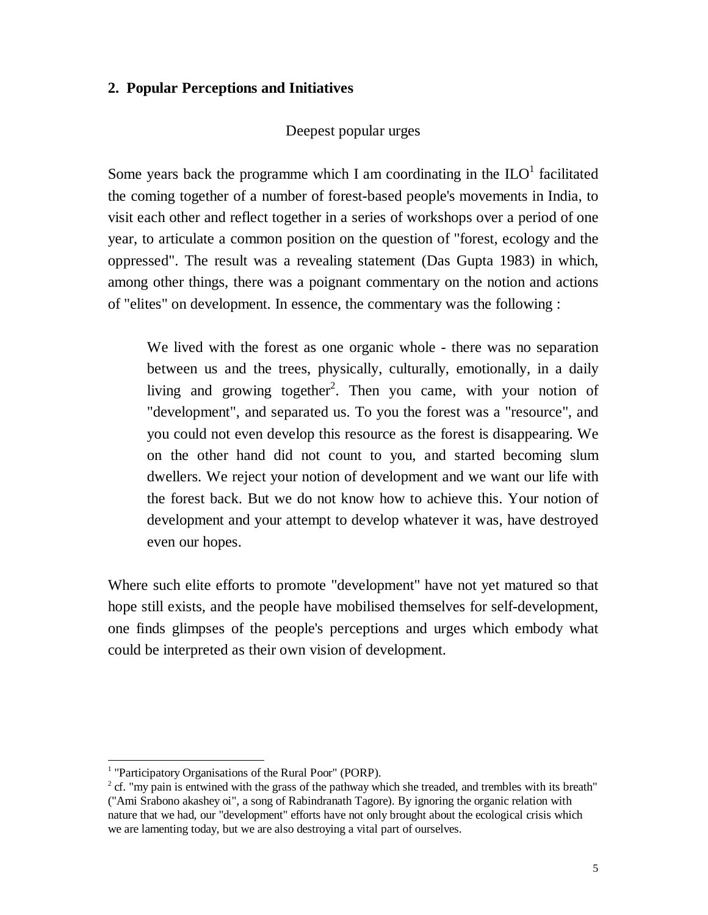## 2. Popular Perceptions and Initiatives

### Deepest popular urges

Some years back the programme which I am coordinating in the ILO[1] facilitated the coming together of a number of forest-based people's movements in India, to visit each other and reflect together in a series of workshops over a period of one year, to articulate a common position on the question of "forest, ecology and the oppressed". The result was a revealing statement (Das Gupta 1983) in which, among other things, there was a poignant commentary on the notion and actions of "elites" on development. In essence, the commentary was the following :

> We lived with the forest as one organic whole - there was no separation between us and the trees, physically, culturally, emotionally, in a daily living and growing together[2]. Then you came, with your notion of "development", and separated us. To you the forest was a "resource", and you could not even develop this resource as the forest is disappearing. We on the other hand did not count to you, and started becoming slum dwellers. We reject your notion of development and we want our life with the forest back. But we do not know how to achieve this. Your notion of development and your attempt to develop whatever it was, have destroyed even our hopes.

Where such elite efforts to promote "development" have not yet matured so that hope still exists, and the people have mobilised themselves for self-development, one finds glimpses of the people's perceptions and urges which embody what could be interpreted as their own vision of development.

---

[1] "Participatory Organisations of the Rural Poor" (PORP).

[2] cf. "my pain is entwined with the grass of the pathway which she treaded, and trembles with its breath" ("Ami Srabono akashey oi", a song of Rabindranath Tagore). By ignoring the organic relation with nature that we had, our "development" efforts have not only brought about the ecological crisis which we are lamenting today, but we are also destroying a vital part of ourselves.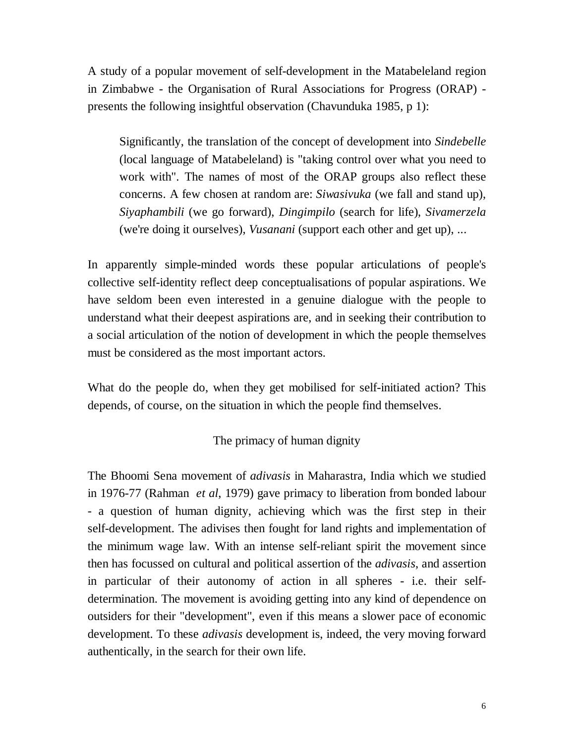A study of a popular movement of self-development in the Matabeleland region in Zimbabwe - the Organisation of Rural Associations for Progress (ORAP) - presents the following insightful observation (Chavunduka 1985, p 1):

> Significantly, the translation of the concept of development into *Sindebelle* (local language of Matabeleland) is "taking control over what you need to work with". The names of most of the ORAP groups also reflect these concerns. A few chosen at random are: *Siwasivuka* (we fall and stand up), *Siyaphambili* (we go forward), *Dingimpilo* (search for life), *Sivamerzela* (we're doing it ourselves), *Vusanani* (support each other and get up), ...

In apparently simple-minded words these popular articulations of people's collective self-identity reflect deep conceptualisations of popular aspirations. We have seldom been even interested in a genuine dialogue with the people to understand what their deepest aspirations are, and in seeking their contribution to a social articulation of the notion of development in which the people themselves must be considered as the most important actors.

What do the people do, when they get mobilised for self-initiated action? This depends, of course, on the situation in which the people find themselves.

## The primacy of human dignity

The Bhoomi Sena movement of *adivasis* in Maharastra, India which we studied in 1976-77 (Rahman *et al*, 1979) gave primacy to liberation from bonded labour - a question of human dignity, achieving which was the first step in their self-development. The adivises then fought for land rights and implementation of the minimum wage law. With an intense self-reliant spirit the movement since then has focussed on cultural and political assertion of the *adivasis*, and assertion in particular of their autonomy of action in all spheres - i.e. their self-determination. The movement is avoiding getting into any kind of dependence on outsiders for their "development", even if this means a slower pace of economic development. To these *adivasis* development is, indeed, the very moving forward authentically, in the search for their own life.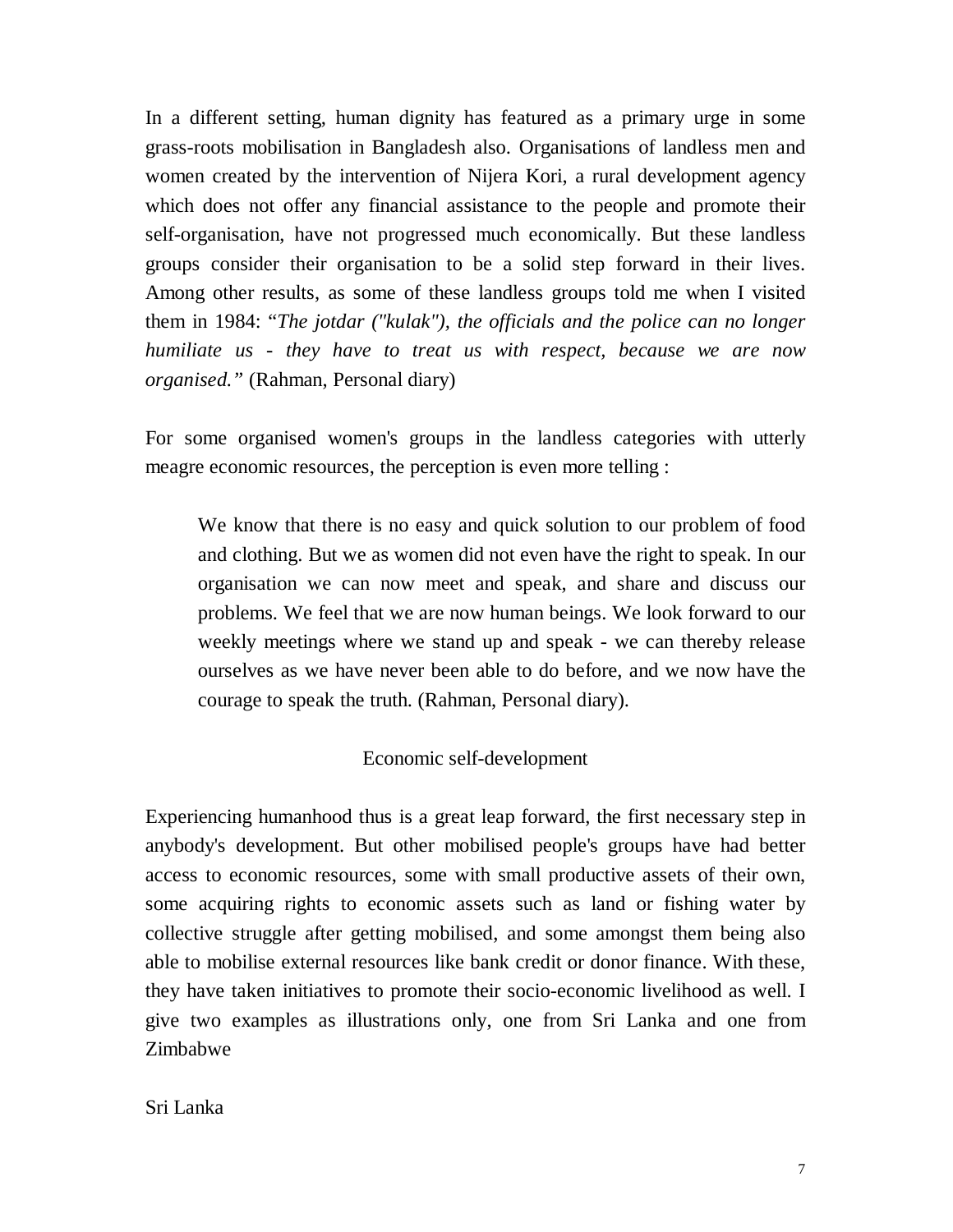In a different setting, human dignity has featured as a primary urge in some grass-roots mobilisation in Bangladesh also. Organisations of landless men and women created by the intervention of Nijera Kori, a rural development agency which does not offer any financial assistance to the people and promote their self-organisation, have not progressed much economically. But these landless groups consider their organisation to be a solid step forward in their lives. Among other results, as some of these landless groups told me when I visited them in 1984: "*The jotdar ("kulak"), the officials and the police can no longer humiliate us - they have to treat us with respect, because we are now organised.*" (Rahman, Personal diary)

For some organised women's groups in the landless categories with utterly meagre economic resources, the perception is even more telling :

> We know that there is no easy and quick solution to our problem of food and clothing. But we as women did not even have the right to speak. In our organisation we can now meet and speak, and share and discuss our problems. We feel that we are now human beings. We look forward to our weekly meetings where we stand up and speak - we can thereby release ourselves as we have never been able to do before, and we now have the courage to speak the truth. (Rahman, Personal diary).

## Economic self-development

Experiencing humanhood thus is a great leap forward, the first necessary step in anybody's development. But other mobilised people's groups have had better access to economic resources, some with small productive assets of their own, some acquiring rights to economic assets such as land or fishing water by collective struggle after getting mobilised, and some amongst them being also able to mobilise external resources like bank credit or donor finance. With these, they have taken initiatives to promote their socio-economic livelihood as well. I give two examples as illustrations only, one from Sri Lanka and one from Zimbabwe

### Sri Lanka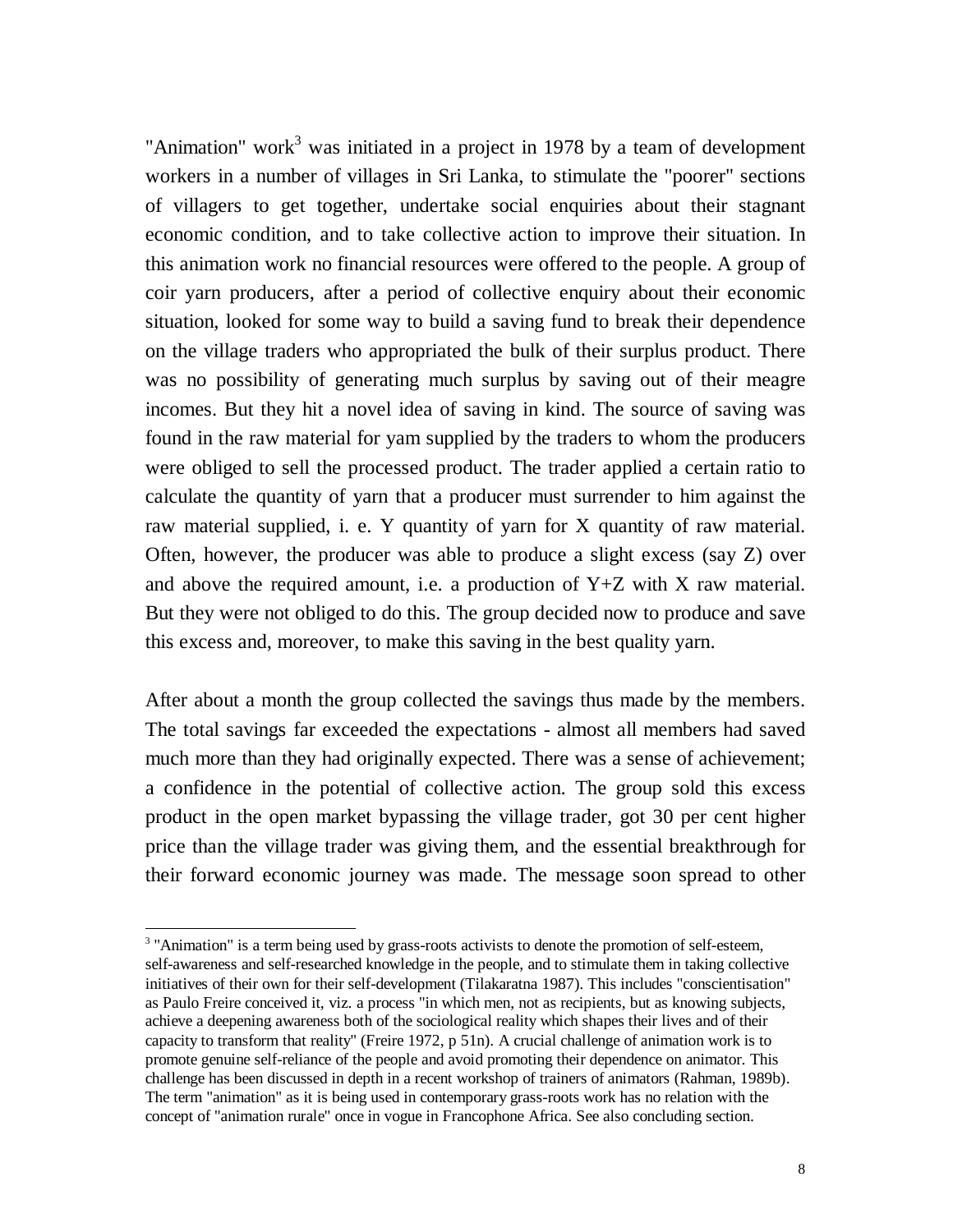"Animation" work[3] was initiated in a project in 1978 by a team of development workers in a number of villages in Sri Lanka, to stimulate the "poorer" sections of villagers to get together, undertake social enquiries about their stagnant economic condition, and to take collective action to improve their situation. In this animation work no financial resources were offered to the people. A group of coir yarn producers, after a period of collective enquiry about their economic situation, looked for some way to build a saving fund to break their dependence on the village traders who appropriated the bulk of their surplus product. There was no possibility of generating much surplus by saving out of their meagre incomes. But they hit a novel idea of saving in kind. The source of saving was found in the raw material for yam supplied by the traders to whom the producers were obliged to sell the processed product. The trader applied a certain ratio to calculate the quantity of yarn that a producer must surrender to him against the raw material supplied, i. e. Y quantity of yarn for X quantity of raw material. Often, however, the producer was able to produce a slight excess (say Z) over and above the required amount, i.e. a production of Y+Z with X raw material. But they were not obliged to do this. The group decided now to produce and save this excess and, moreover, to make this saving in the best quality yarn.

After about a month the group collected the savings thus made by the members. The total savings far exceeded the expectations - almost all members had saved much more than they had originally expected. There was a sense of achievement; a confidence in the potential of collective action. The group sold this excess product in the open market bypassing the village trader, got 30 per cent higher price than the village trader was giving them, and the essential breakthrough for their forward economic journey was made. The message soon spread to other

[3] "Animation" is a term being used by grass-roots activists to denote the promotion of self-esteem, self-awareness and self-researched knowledge in the people, and to stimulate them in taking collective initiatives of their own for their self-development (Tilakaratna 1987). This includes "conscientisation" as Paulo Freire conceived it, viz. a process "in which men, not as recipients, but as knowing subjects, achieve a deepening awareness both of the sociological reality which shapes their lives and of their capacity to transform that reality" (Freire 1972, p 51n). A crucial challenge of animation work is to promote genuine self-reliance of the people and avoid promoting their dependence on animator. This challenge has been discussed in depth in a recent workshop of trainers of animators (Rahman, 1989b). The term "animation" as it is being used in contemporary grass-roots work has no relation with the concept of "animation rurale" once in vogue in Francophone Africa. See also concluding section.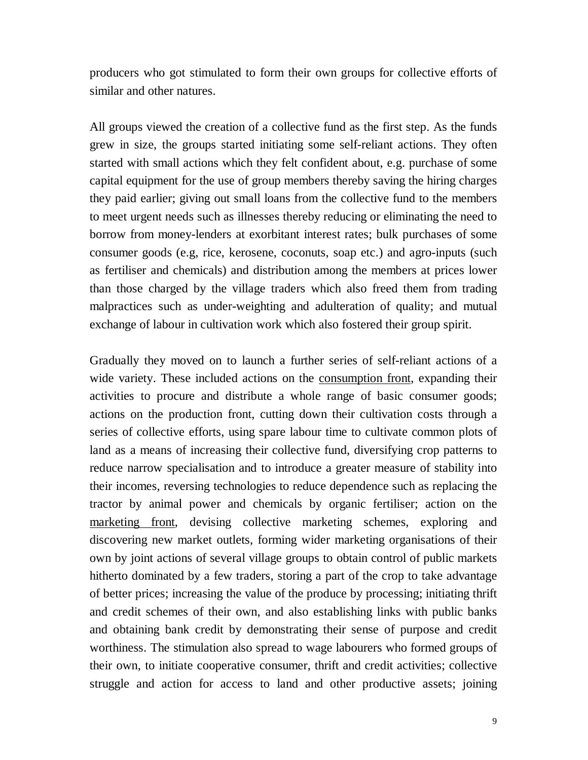producers who got stimulated to form their own groups for collective efforts of similar and other natures.

All groups viewed the creation of a collective fund as the first step. As the funds grew in size, the groups started initiating some self-reliant actions. They often started with small actions which they felt confident about, e.g. purchase of some capital equipment for the use of group members thereby saving the hiring charges they paid earlier; giving out small loans from the collective fund to the members to meet urgent needs such as illnesses thereby reducing or eliminating the need to borrow from money-lenders at exorbitant interest rates; bulk purchases of some consumer goods (e.g, rice, kerosene, coconuts, soap etc.) and agro-inputs (such as fertiliser and chemicals) and distribution among the members at prices lower than those charged by the village traders which also freed them from trading malpractices such as under-weighting and adulteration of quality; and mutual exchange of labour in cultivation work which also fostered their group spirit.

Gradually they moved on to launch a further series of self-reliant actions of a wide variety. These included actions on the <u>consumption front</u>, expanding their activities to procure and distribute a whole range of basic consumer goods; actions on the production front, cutting down their cultivation costs through a series of collective efforts, using spare labour time to cultivate common plots of land as a means of increasing their collective fund, diversifying crop patterns to reduce narrow specialisation and to introduce a greater measure of stability into their incomes, reversing technologies to reduce dependence such as replacing the tractor by animal power and chemicals by organic fertiliser; action on the <u>marketing front</u>, devising collective marketing schemes, exploring and discovering new market outlets, forming wider marketing organisations of their own by joint actions of several village groups to obtain control of public markets hitherto dominated by a few traders, storing a part of the crop to take advantage of better prices; increasing the value of the produce by processing; initiating thrift and credit schemes of their own, and also establishing links with public banks and obtaining bank credit by demonstrating their sense of purpose and credit worthiness. The stimulation also spread to wage labourers who formed groups of their own, to initiate cooperative consumer, thrift and credit activities; collective struggle and action for access to land and other productive assets; joining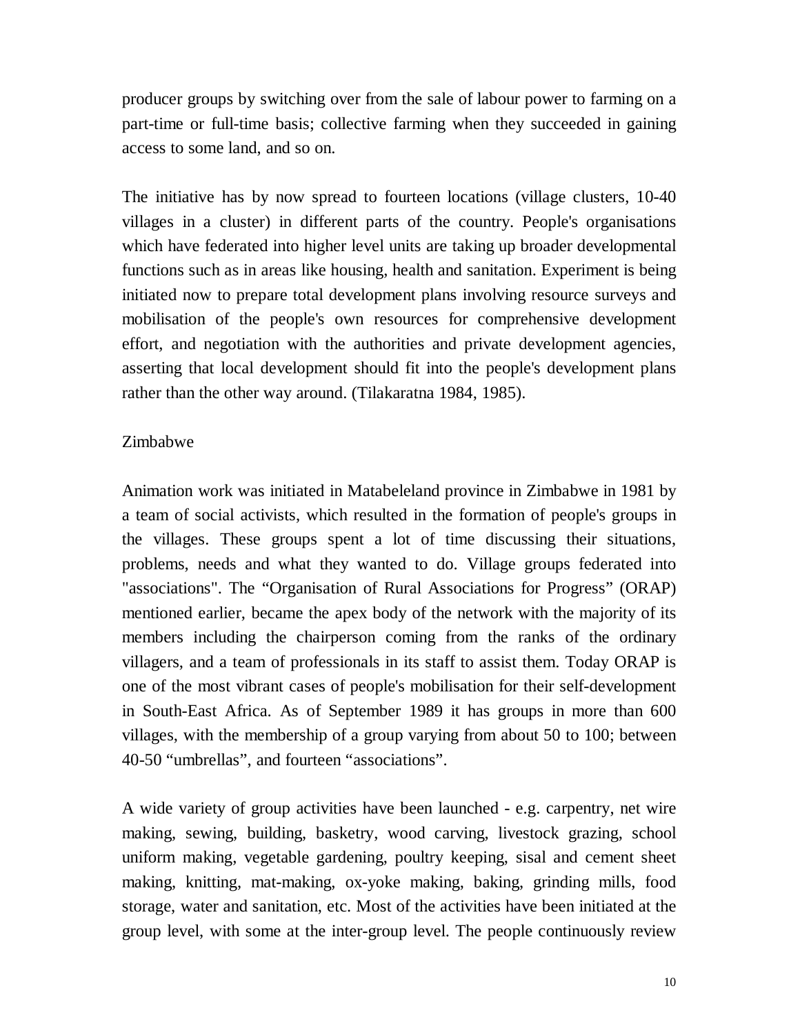producer groups by switching over from the sale of labour power to farming on a part-time or full-time basis; collective farming when they succeeded in gaining access to some land, and so on.

The initiative has by now spread to fourteen locations (village clusters, 10-40 villages in a cluster) in different parts of the country. People's organisations which have federated into higher level units are taking up broader developmental functions such as in areas like housing, health and sanitation. Experiment is being initiated now to prepare total development plans involving resource surveys and mobilisation of the people's own resources for comprehensive development effort, and negotiation with the authorities and private development agencies, asserting that local development should fit into the people's development plans rather than the other way around. (Tilakaratna 1984, 1985).

## Zimbabwe

Animation work was initiated in Matabeleland province in Zimbabwe in 1981 by a team of social activists, which resulted in the formation of people's groups in the villages. These groups spent a lot of time discussing their situations, problems, needs and what they wanted to do. Village groups federated into "associations". The "Organisation of Rural Associations for Progress" (ORAP) mentioned earlier, became the apex body of the network with the majority of its members including the chairperson coming from the ranks of the ordinary villagers, and a team of professionals in its staff to assist them. Today ORAP is one of the most vibrant cases of people's mobilisation for their self-development in South-East Africa. As of September 1989 it has groups in more than 600 villages, with the membership of a group varying from about 50 to 100; between 40-50 "umbrellas", and fourteen "associations".

A wide variety of group activities have been launched - e.g. carpentry, net wire making, sewing, building, basketry, wood carving, livestock grazing, school uniform making, vegetable gardening, poultry keeping, sisal and cement sheet making, knitting, mat-making, ox-yoke making, baking, grinding mills, food storage, water and sanitation, etc. Most of the activities have been initiated at the group level, with some at the inter-group level. The people continuously review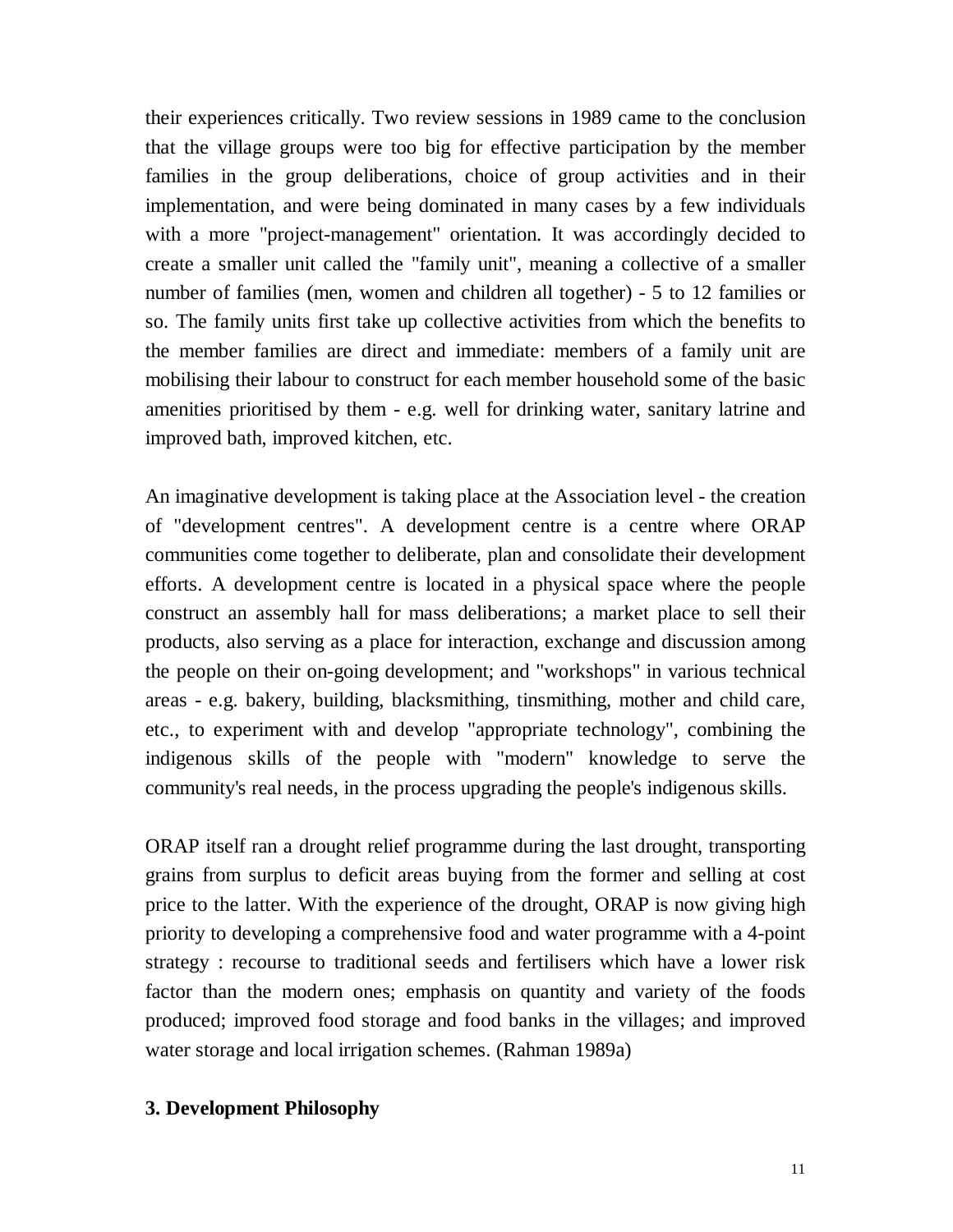their experiences critically. Two review sessions in 1989 came to the conclusion that the village groups were too big for effective participation by the member families in the group deliberations, choice of group activities and in their implementation, and were being dominated in many cases by a few individuals with a more "project-management" orientation. It was accordingly decided to create a smaller unit called the "family unit", meaning a collective of a smaller number of families (men, women and children all together) - 5 to 12 families or so. The family units first take up collective activities from which the benefits to the member families are direct and immediate: members of a family unit are mobilising their labour to construct for each member household some of the basic amenities prioritised by them - e.g. well for drinking water, sanitary latrine and improved bath, improved kitchen, etc.

An imaginative development is taking place at the Association level - the creation of "development centres". A development centre is a centre where ORAP communities come together to deliberate, plan and consolidate their development efforts. A development centre is located in a physical space where the people construct an assembly hall for mass deliberations; a market place to sell their products, also serving as a place for interaction, exchange and discussion among the people on their on-going development; and "workshops" in various technical areas - e.g. bakery, building, blacksmithing, tinsmithing, mother and child care, etc., to experiment with and develop "appropriate technology", combining the indigenous skills of the people with "modern" knowledge to serve the community's real needs, in the process upgrading the people's indigenous skills.

ORAP itself ran a drought relief programme during the last drought, transporting grains from surplus to deficit areas buying from the former and selling at cost price to the latter. With the experience of the drought, ORAP is now giving high priority to developing a comprehensive food and water programme with a 4-point strategy : recourse to traditional seeds and fertilisers which have a lower risk factor than the modern ones; emphasis on quantity and variety of the foods produced; improved food storage and food banks in the villages; and improved water storage and local irrigation schemes. (Rahman 1989a)

## 3. Development Philosophy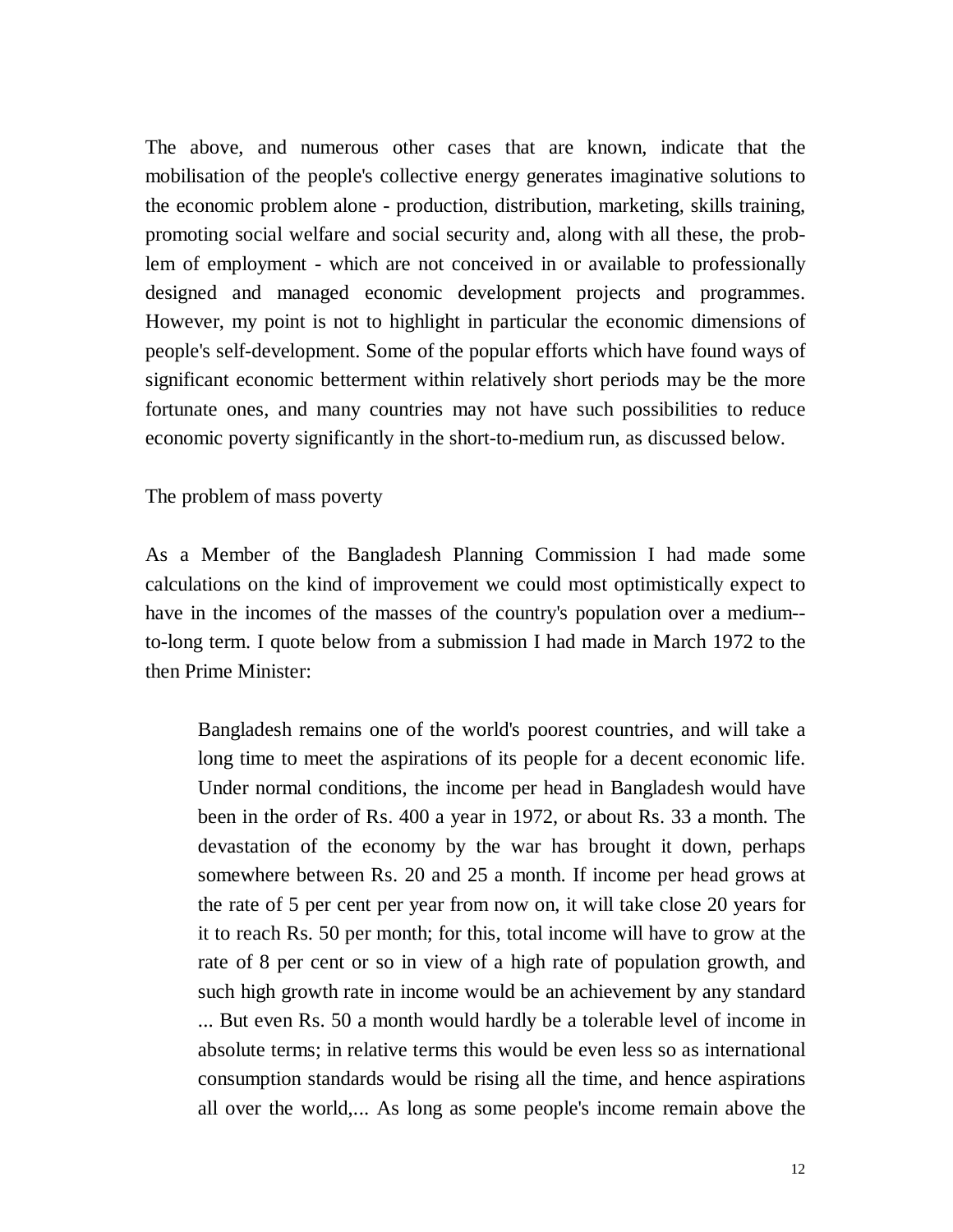The above, and numerous other cases that are known, indicate that the mobilisation of the people's collective energy generates imaginative solutions to the economic problem alone - production, distribution, marketing, skills training, promoting social welfare and social security and, along with all these, the problem of employment - which are not conceived in or available to professionally designed and managed economic development projects and programmes. However, my point is not to highlight in particular the economic dimensions of people's self-development. Some of the popular efforts which have found ways of significant economic betterment within relatively short periods may be the more fortunate ones, and many countries may not have such possibilities to reduce economic poverty significantly in the short-to-medium run, as discussed below.

## The problem of mass poverty

As a Member of the Bangladesh Planning Commission I had made some calculations on the kind of improvement we could most optimistically expect to have in the incomes of the masses of the country's population over a medium--to-long term. I quote below from a submission I had made in March 1972 to the then Prime Minister:

> Bangladesh remains one of the world's poorest countries, and will take a long time to meet the aspirations of its people for a decent economic life. Under normal conditions, the income per head in Bangladesh would have been in the order of Rs. 400 a year in 1972, or about Rs. 33 a month. The devastation of the economy by the war has brought it down, perhaps somewhere between Rs. 20 and 25 a month. If income per head grows at the rate of 5 per cent per year from now on, it will take close 20 years for it to reach Rs. 50 per month; for this, total income will have to grow at the rate of 8 per cent or so in view of a high rate of population growth, and such high growth rate in income would be an achievement by any standard ... But even Rs. 50 a month would hardly be a tolerable level of income in absolute terms; in relative terms this would be even less so as international consumption standards would be rising all the time, and hence aspirations all over the world,... As long as some people's income remain above the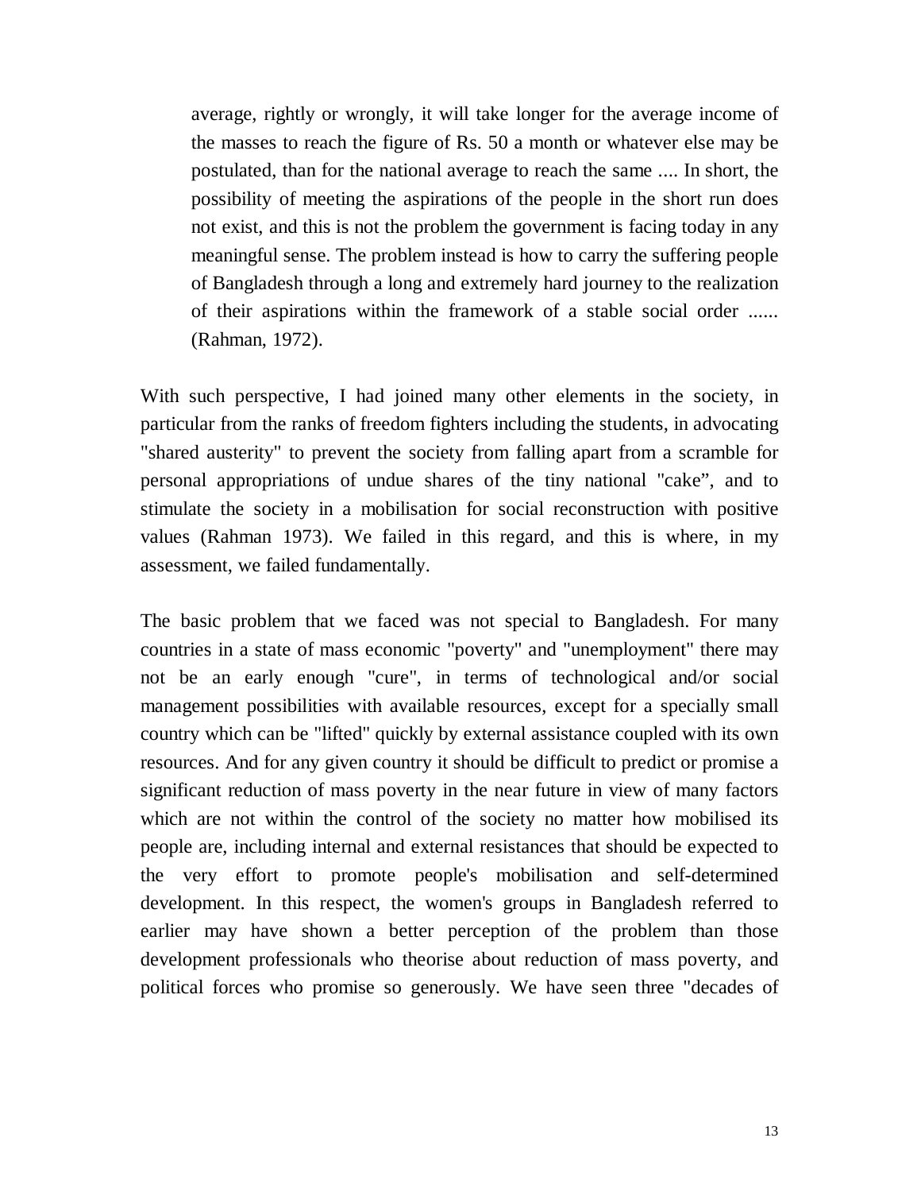> average, rightly or wrongly, it will take longer for the average income of the masses to reach the figure of Rs. 50 a month or whatever else may be postulated, than for the national average to reach the same .... In short, the possibility of meeting the aspirations of the people in the short run does not exist, and this is not the problem the government is facing today in any meaningful sense. The problem instead is how to carry the suffering people of Bangladesh through a long and extremely hard journey to the realization of their aspirations within the framework of a stable social order ...... (Rahman, 1972).

With such perspective, I had joined many other elements in the society, in particular from the ranks of freedom fighters including the students, in advocating "shared austerity" to prevent the society from falling apart from a scramble for personal appropriations of undue shares of the tiny national "cake", and to stimulate the society in a mobilisation for social reconstruction with positive values (Rahman 1973). We failed in this regard, and this is where, in my assessment, we failed fundamentally.

The basic problem that we faced was not special to Bangladesh. For many countries in a state of mass economic "poverty" and "unemployment" there may not be an early enough "cure", in terms of technological and/or social management possibilities with available resources, except for a specially small country which can be "lifted" quickly by external assistance coupled with its own resources. And for any given country it should be difficult to predict or promise a significant reduction of mass poverty in the near future in view of many factors which are not within the control of the society no matter how mobilised its people are, including internal and external resistances that should be expected to the very effort to promote people's mobilisation and self-determined development. In this respect, the women's groups in Bangladesh referred to earlier may have shown a better perception of the problem than those development professionals who theorise about reduction of mass poverty, and political forces who promise so generously. We have seen three "decades of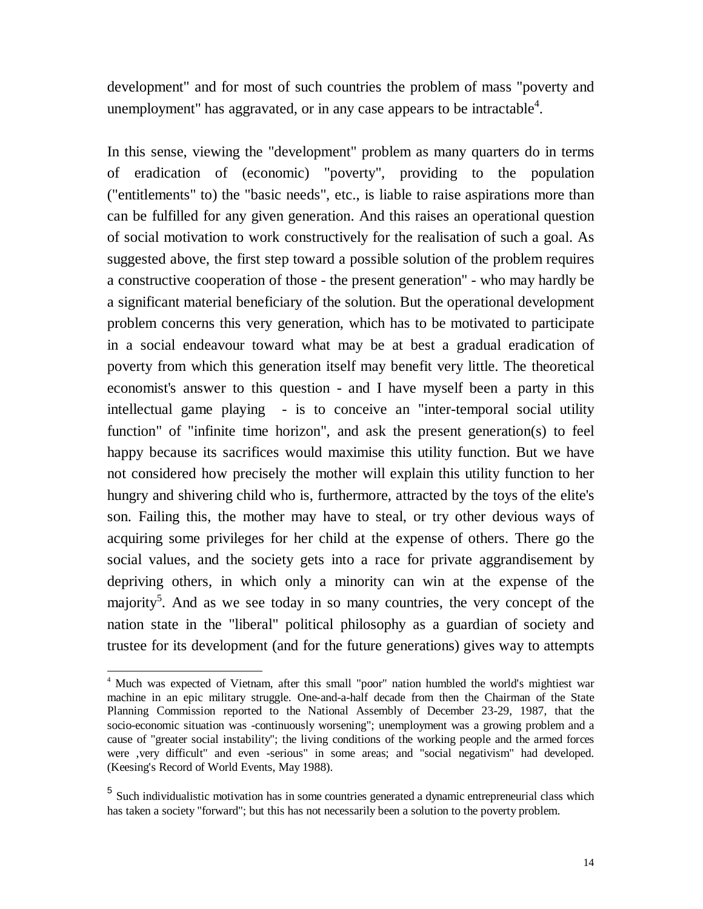development" and for most of such countries the problem of mass "poverty and unemployment" has aggravated, or in any case appears to be intractable[4].

In this sense, viewing the "development" problem as many quarters do in terms of eradication of (economic) "poverty", providing to the population ("entitlements" to) the "basic needs", etc., is liable to raise aspirations more than can be fulfilled for any given generation. And this raises an operational question of social motivation to work constructively for the realisation of such a goal. As suggested above, the first step toward a possible solution of the problem requires a constructive cooperation of those - the present generation" - who may hardly be a significant material beneficiary of the solution. But the operational development problem concerns this very generation, which has to be motivated to participate in a social endeavour toward what may be at best a gradual eradication of poverty from which this generation itself may benefit very little. The theoretical economist's answer to this question - and I have myself been a party in this intellectual game playing - is to conceive an "inter-temporal social utility function" of "infinite time horizon", and ask the present generation(s) to feel happy because its sacrifices would maximise this utility function. But we have not considered how precisely the mother will explain this utility function to her hungry and shivering child who is, furthermore, attracted by the toys of the elite's son. Failing this, the mother may have to steal, or try other devious ways of acquiring some privileges for her child at the expense of others. There go the social values, and the society gets into a race for private aggrandisement by depriving others, in which only a minority can win at the expense of the majority[5]. And as we see today in so many countries, the very concept of the nation state in the "liberal" political philosophy as a guardian of society and trustee for its development (and for the future generations) gives way to attempts

---

[4] Much was expected of Vietnam, after this small "poor" nation humbled the world's mightiest war machine in an epic military struggle. One-and-a-half decade from then the Chairman of the State Planning Commission reported to the National Assembly of December 23-29, 1987, that the socio-economic situation was -continuously worsening"; unemployment was a growing problem and a cause of "greater social instability"; the living conditions of the working people and the armed forces were ,very difficult" and even -serious" in some areas; and "social negativism" had developed. (Keesing's Record of World Events, May 1988).

[5] Such individualistic motivation has in some countries generated a dynamic entrepreneurial class which has taken a society "forward"; but this has not necessarily been a solution to the poverty problem.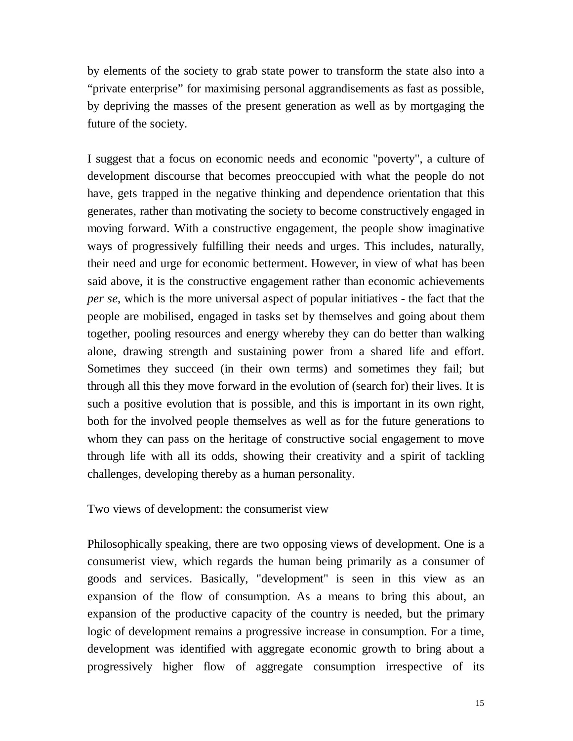by elements of the society to grab state power to transform the state also into a "private enterprise" for maximising personal aggrandisements as fast as possible, by depriving the masses of the present generation as well as by mortgaging the future of the society.

I suggest that a focus on economic needs and economic "poverty", a culture of development discourse that becomes preoccupied with what the people do not have, gets trapped in the negative thinking and dependence orientation that this generates, rather than motivating the society to become constructively engaged in moving forward. With a constructive engagement, the people show imaginative ways of progressively fulfilling their needs and urges. This includes, naturally, their need and urge for economic betterment. However, in view of what has been said above, it is the constructive engagement rather than economic achievements *per se*, which is the more universal aspect of popular initiatives - the fact that the people are mobilised, engaged in tasks set by themselves and going about them together, pooling resources and energy whereby they can do better than walking alone, drawing strength and sustaining power from a shared life and effort. Sometimes they succeed (in their own terms) and sometimes they fail; but through all this they move forward in the evolution of (search for) their lives. It is such a positive evolution that is possible, and this is important in its own right, both for the involved people themselves as well as for the future generations to whom they can pass on the heritage of constructive social engagement to move through life with all its odds, showing their creativity and a spirit of tackling challenges, developing thereby as a human personality.

## Two views of development: the consumerist view

Philosophically speaking, there are two opposing views of development. One is a consumerist view, which regards the human being primarily as a consumer of goods and services. Basically, "development" is seen in this view as an expansion of the flow of consumption. As a means to bring this about, an expansion of the productive capacity of the country is needed, but the primary logic of development remains a progressive increase in consumption. For a time, development was identified with aggregate economic growth to bring about a progressively higher flow of aggregate consumption irrespective of its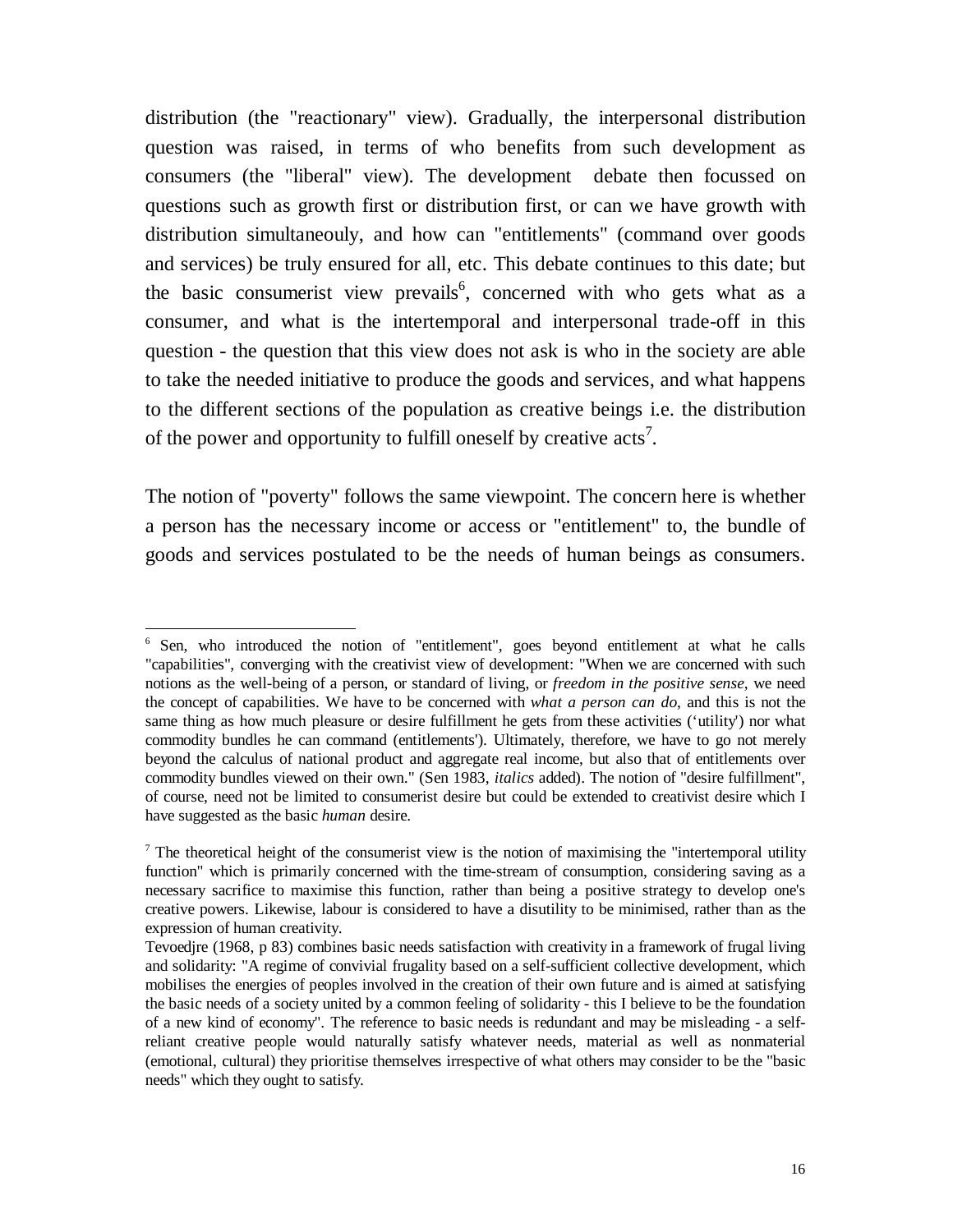distribution (the "reactionary" view). Gradually, the interpersonal distribution question was raised, in terms of who benefits from such development as consumers (the "liberal" view). The development debate then focussed on questions such as growth first or distribution first, or can we have growth with distribution simultaneouly, and how can "entitlements" (command over goods and services) be truly ensured for all, etc. This debate continues to this date; but the basic consumerist view prevails[6], concerned with who gets what as a consumer, and what is the intertemporal and interpersonal trade-off in this question - the question that this view does not ask is who in the society are able to take the needed initiative to produce the goods and services, and what happens to the different sections of the population as creative beings i.e. the distribution of the power and opportunity to fulfill oneself by creative acts[7].

The notion of "poverty" follows the same viewpoint. The concern here is whether a person has the necessary income or access or "entitlement" to, the bundle of goods and services postulated to be the needs of human beings as consumers.

---

[6] Sen, who introduced the notion of "entitlement", goes beyond entitlement at what he calls "capabilities", converging with the creativist view of development: "When we are concerned with such notions as the well-being of a person, or standard of living, or *freedom in the positive sense*, we need the concept of capabilities. We have to be concerned with *what a person can do*, and this is not the same thing as how much pleasure or desire fulfillment he gets from these activities ('utility') nor what commodity bundles he can command (entitlements'). Ultimately, therefore, we have to go not merely beyond the calculus of national product and aggregate real income, but also that of entitlements over commodity bundles viewed on their own." (Sen 1983, *italics* added). The notion of "desire fulfillment", of course, need not be limited to consumerist desire but could be extended to creativist desire which I have suggested as the basic *human* desire.

[7] The theoretical height of the consumerist view is the notion of maximising the "intertemporal utility function" which is primarily concerned with the time-stream of consumption, considering saving as a necessary sacrifice to maximise this function, rather than being a positive strategy to develop one's creative powers. Likewise, labour is considered to have a disutility to be minimised, rather than as the expression of human creativity.
Tevoedjre (1968, p 83) combines basic needs satisfaction with creativity in a framework of frugal living and solidarity: "A regime of convivial frugality based on a self-sufficient collective development, which mobilises the energies of peoples involved in the creation of their own future and is aimed at satisfying the basic needs of a society united by a common feeling of solidarity - this I believe to be the foundation of a new kind of economy". The reference to basic needs is redundant and may be misleading - a self-reliant creative people would naturally satisfy whatever needs, material as well as nonmaterial (emotional, cultural) they prioritise themselves irrespective of what others may consider to be the "basic needs" which they ought to satisfy.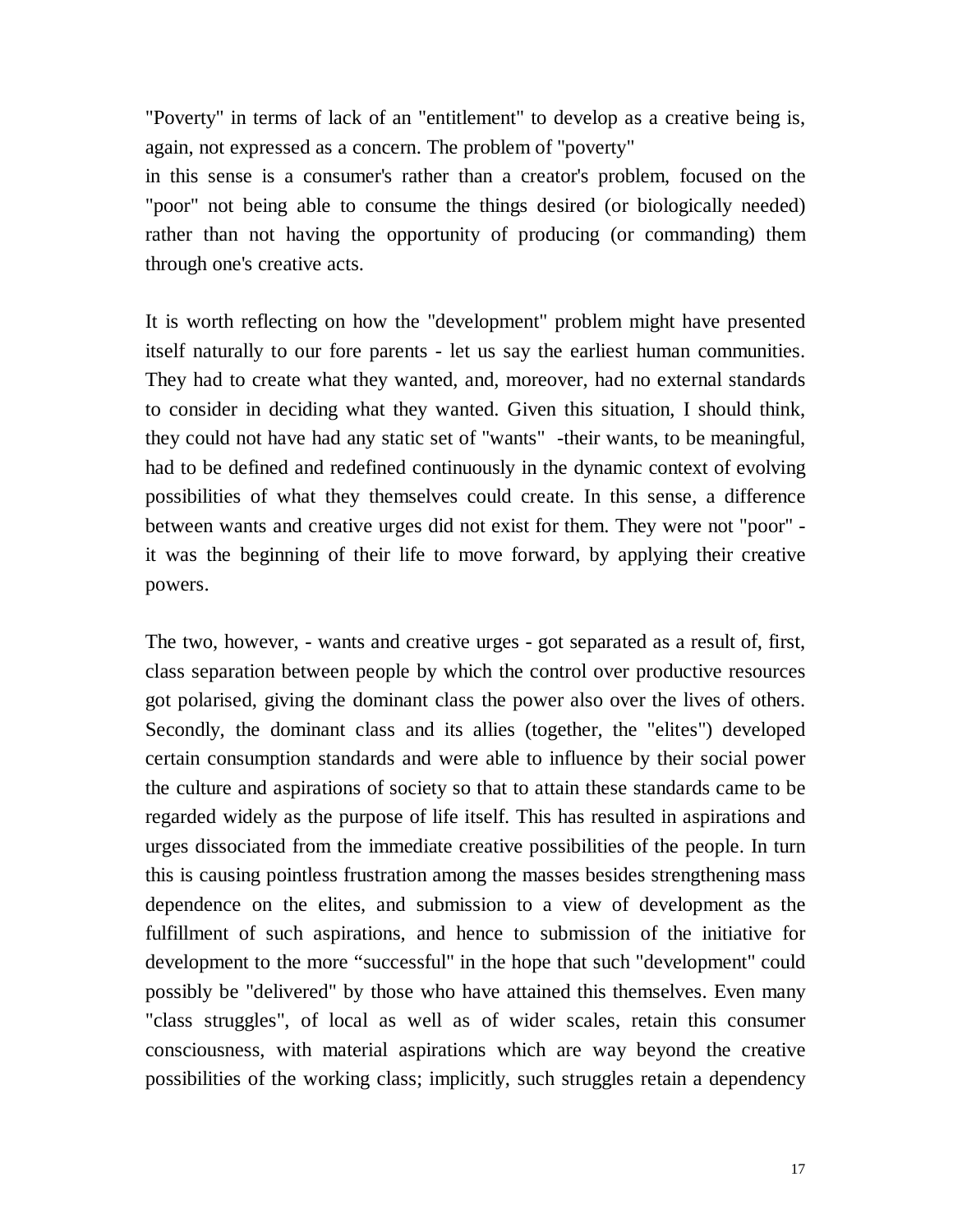"Poverty" in terms of lack of an "entitlement" to develop as a creative being is, again, not expressed as a concern. The problem of "poverty" in this sense is a consumer's rather than a creator's problem, focused on the "poor" not being able to consume the things desired (or biologically needed) rather than not having the opportunity of producing (or commanding) them through one's creative acts.

It is worth reflecting on how the "development" problem might have presented itself naturally to our fore parents - let us say the earliest human communities. They had to create what they wanted, and, moreover, had no external standards to consider in deciding what they wanted. Given this situation, I should think, they could not have had any static set of "wants" -their wants, to be meaningful, had to be defined and redefined continuously in the dynamic context of evolving possibilities of what they themselves could create. In this sense, a difference between wants and creative urges did not exist for them. They were not "poor" - it was the beginning of their life to move forward, by applying their creative powers.

The two, however, - wants and creative urges - got separated as a result of, first, class separation between people by which the control over productive resources got polarised, giving the dominant class the power also over the lives of others. Secondly, the dominant class and its allies (together, the "elites") developed certain consumption standards and were able to influence by their social power the culture and aspirations of society so that to attain these standards came to be regarded widely as the purpose of life itself. This has resulted in aspirations and urges dissociated from the immediate creative possibilities of the people. In turn this is causing pointless frustration among the masses besides strengthening mass dependence on the elites, and submission to a view of development as the fulfillment of such aspirations, and hence to submission of the initiative for development to the more "successful" in the hope that such "development" could possibly be "delivered" by those who have attained this themselves. Even many "class struggles", of local as well as of wider scales, retain this consumer consciousness, with material aspirations which are way beyond the creative possibilities of the working class; implicitly, such struggles retain a dependency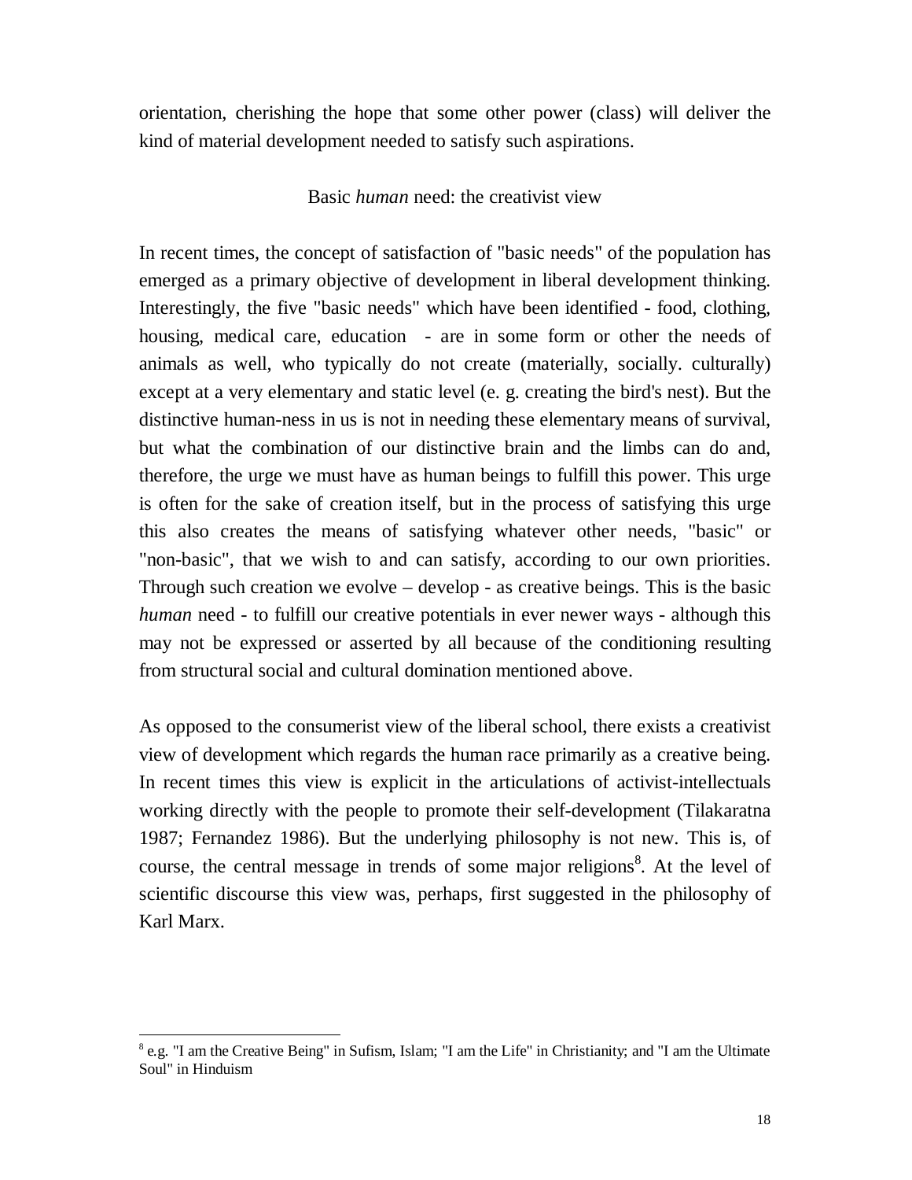orientation, cherishing the hope that some other power (class) will deliver the kind of material development needed to satisfy such aspirations.

## Basic *human* need: the creativist view

In recent times, the concept of satisfaction of "basic needs" of the population has emerged as a primary objective of development in liberal development thinking. Interestingly, the five "basic needs" which have been identified - food, clothing, housing, medical care, education - are in some form or other the needs of animals as well, who typically do not create (materially, socially. culturally) except at a very elementary and static level (e. g. creating the bird's nest). But the distinctive human-ness in us is not in needing these elementary means of survival, but what the combination of our distinctive brain and the limbs can do and, therefore, the urge we must have as human beings to fulfill this power. This urge is often for the sake of creation itself, but in the process of satisfying this urge this also creates the means of satisfying whatever other needs, "basic" or "non-basic", that we wish to and can satisfy, according to our own priorities. Through such creation we evolve – develop - as creative beings. This is the basic *human* need - to fulfill our creative potentials in ever newer ways - although this may not be expressed or asserted by all because of the conditioning resulting from structural social and cultural domination mentioned above.

As opposed to the consumerist view of the liberal school, there exists a creativist view of development which regards the human race primarily as a creative being. In recent times this view is explicit in the articulations of activist-intellectuals working directly with the people to promote their self-development (Tilakaratna 1987; Fernandez 1986). But the underlying philosophy is not new. This is, of course, the central message in trends of some major religions[8]. At the level of scientific discourse this view was, perhaps, first suggested in the philosophy of Karl Marx.

---

[8] e.g. "I am the Creative Being" in Sufism, Islam; "I am the Life" in Christianity; and "I am the Ultimate Soul" in Hinduism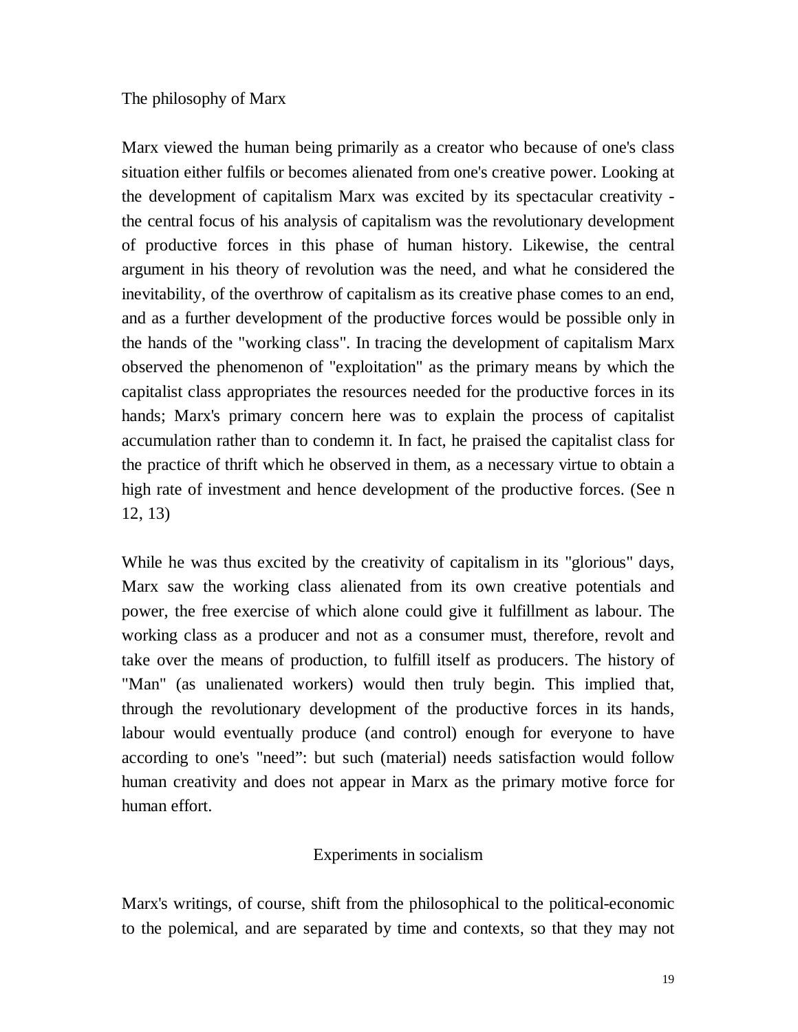The philosophy of Marx

Marx viewed the human being primarily as a creator who because of one's class situation either fulfils or becomes alienated from one's creative power. Looking at the development of capitalism Marx was excited by its spectacular creativity - the central focus of his analysis of capitalism was the revolutionary development of productive forces in this phase of human history. Likewise, the central argument in his theory of revolution was the need, and what he considered the inevitability, of the overthrow of capitalism as its creative phase comes to an end, and as a further development of the productive forces would be possible only in the hands of the "working class". In tracing the development of capitalism Marx observed the phenomenon of "exploitation" as the primary means by which the capitalist class appropriates the resources needed for the productive forces in its hands; Marx's primary concern here was to explain the process of capitalist accumulation rather than to condemn it. In fact, he praised the capitalist class for the practice of thrift which he observed in them, as a necessary virtue to obtain a high rate of investment and hence development of the productive forces. (See n 12, 13)

While he was thus excited by the creativity of capitalism in its "glorious" days, Marx saw the working class alienated from its own creative potentials and power, the free exercise of which alone could give it fulfillment as labour. The working class as a producer and not as a consumer must, therefore, revolt and take over the means of production, to fulfill itself as producers. The history of "Man" (as unalienated workers) would then truly begin. This implied that, through the revolutionary development of the productive forces in its hands, labour would eventually produce (and control) enough for everyone to have according to one's "need": but such (material) needs satisfaction would follow human creativity and does not appear in Marx as the primary motive force for human effort.

## Experiments in socialism

Marx's writings, of course, shift from the philosophical to the political-economic to the polemical, and are separated by time and contexts, so that they may not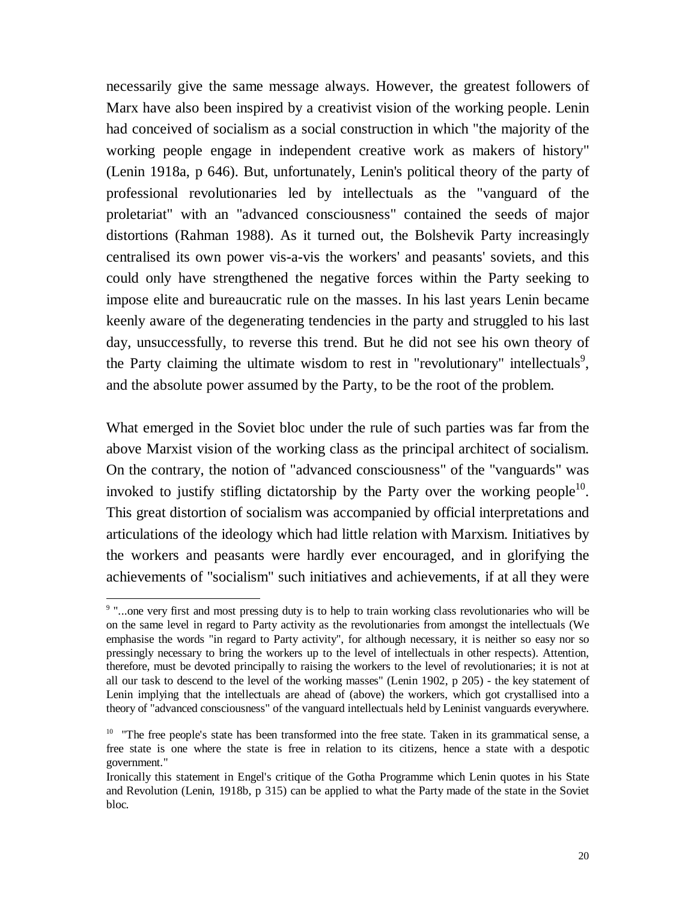necessarily give the same message always. However, the greatest followers of Marx have also been inspired by a creativist vision of the working people. Lenin had conceived of socialism as a social construction in which "the majority of the working people engage in independent creative work as makers of history" (Lenin 1918a, p 646). But, unfortunately, Lenin's political theory of the party of professional revolutionaries led by intellectuals as the "vanguard of the proletariat" with an "advanced consciousness" contained the seeds of major distortions (Rahman 1988). As it turned out, the Bolshevik Party increasingly centralised its own power vis-a-vis the workers' and peasants' soviets, and this could only have strengthened the negative forces within the Party seeking to impose elite and bureaucratic rule on the masses. In his last years Lenin became keenly aware of the degenerating tendencies in the party and struggled to his last day, unsuccessfully, to reverse this trend. But he did not see his own theory of the Party claiming the ultimate wisdom to rest in "revolutionary" intellectuals[9], and the absolute power assumed by the Party, to be the root of the problem.

What emerged in the Soviet bloc under the rule of such parties was far from the above Marxist vision of the working class as the principal architect of socialism. On the contrary, the notion of "advanced consciousness" of the "vanguards" was invoked to justify stifling dictatorship by the Party over the working people[10]. This great distortion of socialism was accompanied by official interpretations and articulations of the ideology which had little relation with Marxism. Initiatives by the workers and peasants were hardly ever encouraged, and in glorifying the achievements of "socialism" such initiatives and achievements, if at all they were

---

[9] "...one very first and most pressing duty is to help to train working class revolutionaries who will be on the same level in regard to Party activity as the revolutionaries from amongst the intellectuals (We emphasise the words "in regard to Party activity", for although necessary, it is neither so easy nor so pressingly necessary to bring the workers up to the level of intellectuals in other respects). Attention, therefore, must be devoted principally to raising the workers to the level of revolutionaries; it is not at all our task to descend to the level of the working masses" (Lenin 1902, p 205) - the key statement of Lenin implying that the intellectuals are ahead of (above) the workers, which got crystallised into a theory of "advanced consciousness" of the vanguard intellectuals held by Leninist vanguards everywhere.

[10] "The free people's state has been transformed into the free state. Taken in its grammatical sense, a free state is one where the state is free in relation to its citizens, hence a state with a despotic government."

Ironically this statement in Engel's critique of the Gotha Programme which Lenin quotes in his State and Revolution (Lenin, 1918b, p 315) can be applied to what the Party made of the state in the Soviet bloc.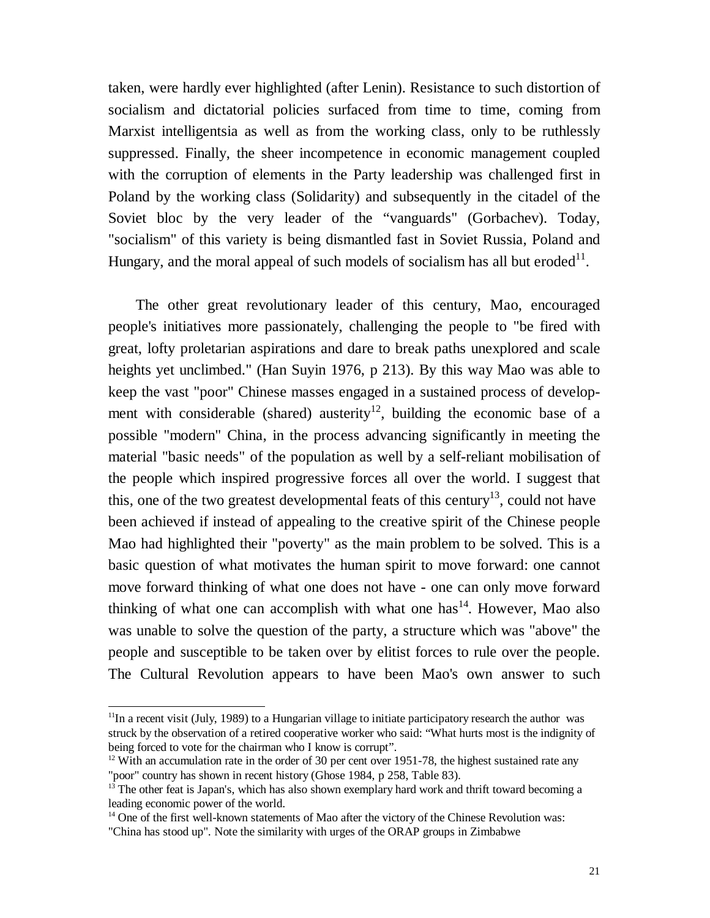taken, were hardly ever highlighted (after Lenin). Resistance to such distortion of socialism and dictatorial policies surfaced from time to time, coming from Marxist intelligentsia as well as from the working class, only to be ruthlessly suppressed. Finally, the sheer incompetence in economic management coupled with the corruption of elements in the Party leadership was challenged first in Poland by the working class (Solidarity) and subsequently in the citadel of the Soviet bloc by the very leader of the "vanguards" (Gorbachev). Today, "socialism" of this variety is being dismantled fast in Soviet Russia, Poland and Hungary, and the moral appeal of such models of socialism has all but eroded[11].

The other great revolutionary leader of this century, Mao, encouraged people's initiatives more passionately, challenging the people to "be fired with great, lofty proletarian aspirations and dare to break paths unexplored and scale heights yet unclimbed." (Han Suyin 1976, p 213). By this way Mao was able to keep the vast "poor" Chinese masses engaged in a sustained process of development with considerable (shared) austerity[12], building the economic base of a possible "modern" China, in the process advancing significantly in meeting the material "basic needs" of the population as well by a self-reliant mobilisation of the people which inspired progressive forces all over the world. I suggest that this, one of the two greatest developmental feats of this century[13], could not have been achieved if instead of appealing to the creative spirit of the Chinese people Mao had highlighted their "poverty" as the main problem to be solved. This is a basic question of what motivates the human spirit to move forward: one cannot move forward thinking of what one does not have - one can only move forward thinking of what one can accomplish with what one has[14]. However, Mao also was unable to solve the question of the party, a structure which was "above" the people and susceptible to be taken over by elitist forces to rule over the people. The Cultural Revolution appears to have been Mao's own answer to such

---

[11] In a recent visit (July, 1989) to a Hungarian village to initiate participatory research the author was struck by the observation of a retired cooperative worker who said: "What hurts most is the indignity of being forced to vote for the chairman who I know is corrupt".

[12] With an accumulation rate in the order of 30 per cent over 1951-78, the highest sustained rate any "poor" country has shown in recent history (Ghose 1984, p 258, Table 83).

[13] The other feat is Japan's, which has also shown exemplary hard work and thrift toward becoming a leading economic power of the world.

[14] One of the first well-known statements of Mao after the victory of the Chinese Revolution was: "China has stood up". Note the similarity with urges of the ORAP groups in Zimbabwe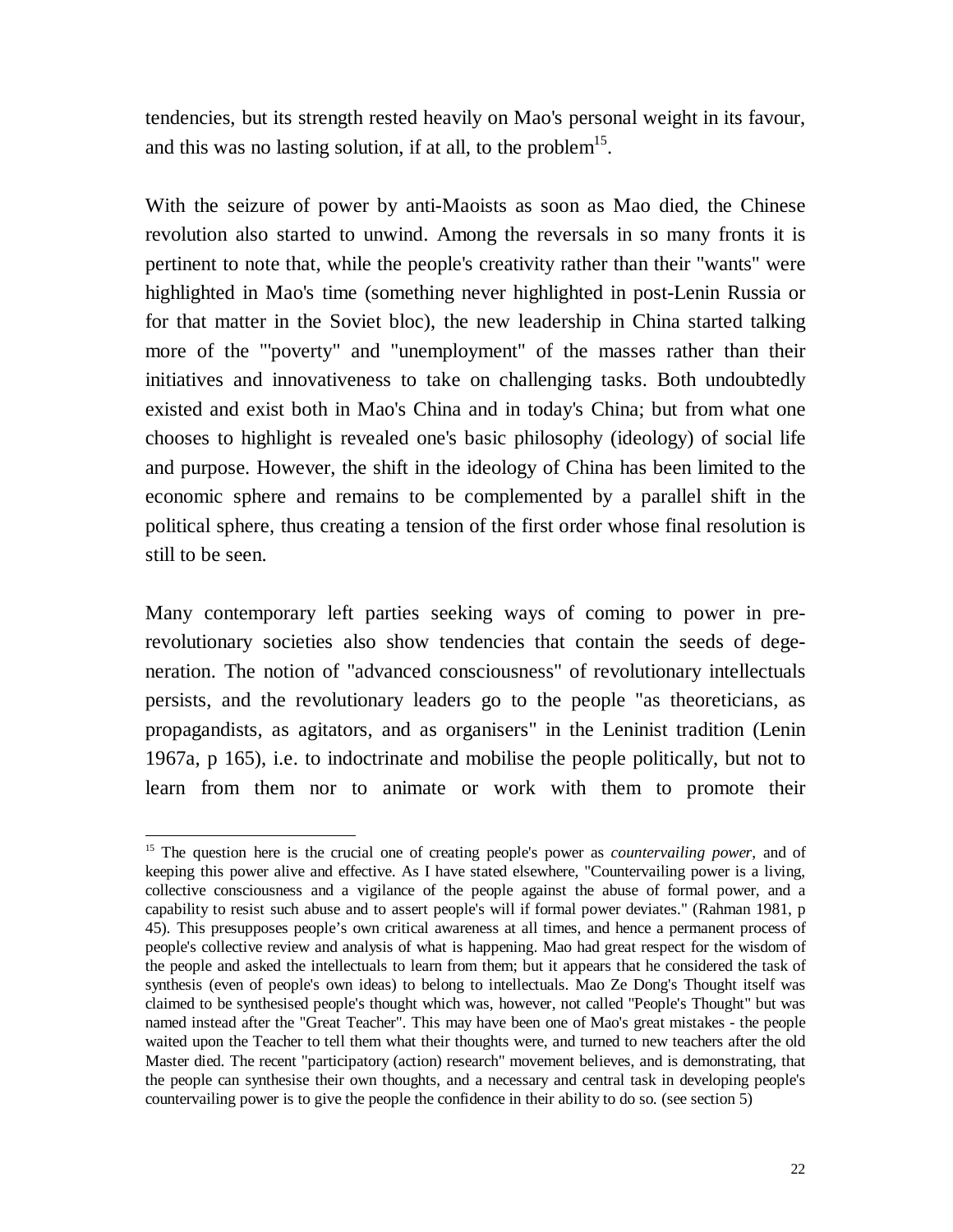tendencies, but its strength rested heavily on Mao's personal weight in its favour, and this was no lasting solution, if at all, to the problem[15].

With the seizure of power by anti-Maoists as soon as Mao died, the Chinese revolution also started to unwind. Among the reversals in so many fronts it is pertinent to note that, while the people's creativity rather than their "wants" were highlighted in Mao's time (something never highlighted in post-Lenin Russia or for that matter in the Soviet bloc), the new leadership in China started talking more of the "'poverty" and "unemployment" of the masses rather than their initiatives and innovativeness to take on challenging tasks. Both undoubtedly existed and exist both in Mao's China and in today's China; but from what one chooses to highlight is revealed one's basic philosophy (ideology) of social life and purpose. However, the shift in the ideology of China has been limited to the economic sphere and remains to be complemented by a parallel shift in the political sphere, thus creating a tension of the first order whose final resolution is still to be seen.

Many contemporary left parties seeking ways of coming to power in pre-revolutionary societies also show tendencies that contain the seeds of degeneration. The notion of "advanced consciousness" of revolutionary intellectuals persists, and the revolutionary leaders go to the people "as theoreticians, as propagandists, as agitators, and as organisers" in the Leninist tradition (Lenin 1967a, p 165), i.e. to indoctrinate and mobilise the people politically, but not to learn from them nor to animate or work with them to promote their

---

[15] The question here is the crucial one of creating people's power as *countervailing power*, and of keeping this power alive and effective. As I have stated elsewhere, "Countervailing power is a living, collective consciousness and a vigilance of the people against the abuse of formal power, and a capability to resist such abuse and to assert people's will if formal power deviates." (Rahman 1981, p 45). This presupposes people's own critical awareness at all times, and hence a permanent process of people's collective review and analysis of what is happening. Mao had great respect for the wisdom of the people and asked the intellectuals to learn from them; but it appears that he considered the task of synthesis (even of people's own ideas) to belong to intellectuals. Mao Ze Dong's Thought itself was claimed to be synthesised people's thought which was, however, not called "People's Thought" but was named instead after the "Great Teacher". This may have been one of Mao's great mistakes - the people waited upon the Teacher to tell them what their thoughts were, and turned to new teachers after the old Master died. The recent "participatory (action) research" movement believes, and is demonstrating, that the people can synthesise their own thoughts, and a necessary and central task in developing people's countervailing power is to give the people the confidence in their ability to do so. (see section 5)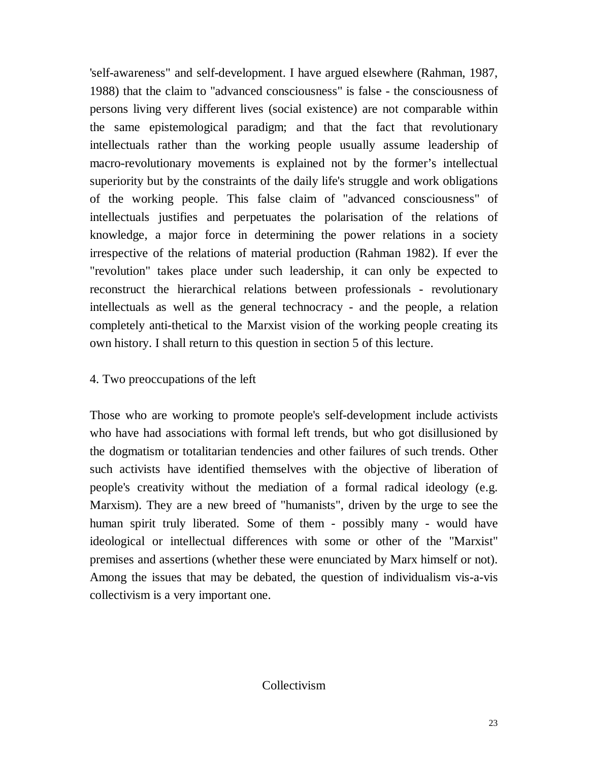'self-awareness" and self-development. I have argued elsewhere (Rahman, 1987, 1988) that the claim to "advanced consciousness" is false - the consciousness of persons living very different lives (social existence) are not comparable within the same epistemological paradigm; and that the fact that revolutionary intellectuals rather than the working people usually assume leadership of macro-revolutionary movements is explained not by the former's intellectual superiority but by the constraints of the daily life's struggle and work obligations of the working people. This false claim of "advanced consciousness" of intellectuals justifies and perpetuates the polarisation of the relations of knowledge, a major force in determining the power relations in a society irrespective of the relations of material production (Rahman 1982). If ever the "revolution" takes place under such leadership, it can only be expected to reconstruct the hierarchical relations between professionals - revolutionary intellectuals as well as the general technocracy - and the people, a relation completely anti-thetical to the Marxist vision of the working people creating its own history. I shall return to this question in section 5 of this lecture.

## 4. Two preoccupations of the left

Those who are working to promote people's self-development include activists who have had associations with formal left trends, but who got disillusioned by the dogmatism or totalitarian tendencies and other failures of such trends. Other such activists have identified themselves with the objective of liberation of people's creativity without the mediation of a formal radical ideology (e.g. Marxism). They are a new breed of "humanists", driven by the urge to see the human spirit truly liberated. Some of them - possibly many - would have ideological or intellectual differences with some or other of the "Marxist" premises and assertions (whether these were enunciated by Marx himself or not). Among the issues that may be debated, the question of individualism vis-a-vis collectivism is a very important one.

### Collectivism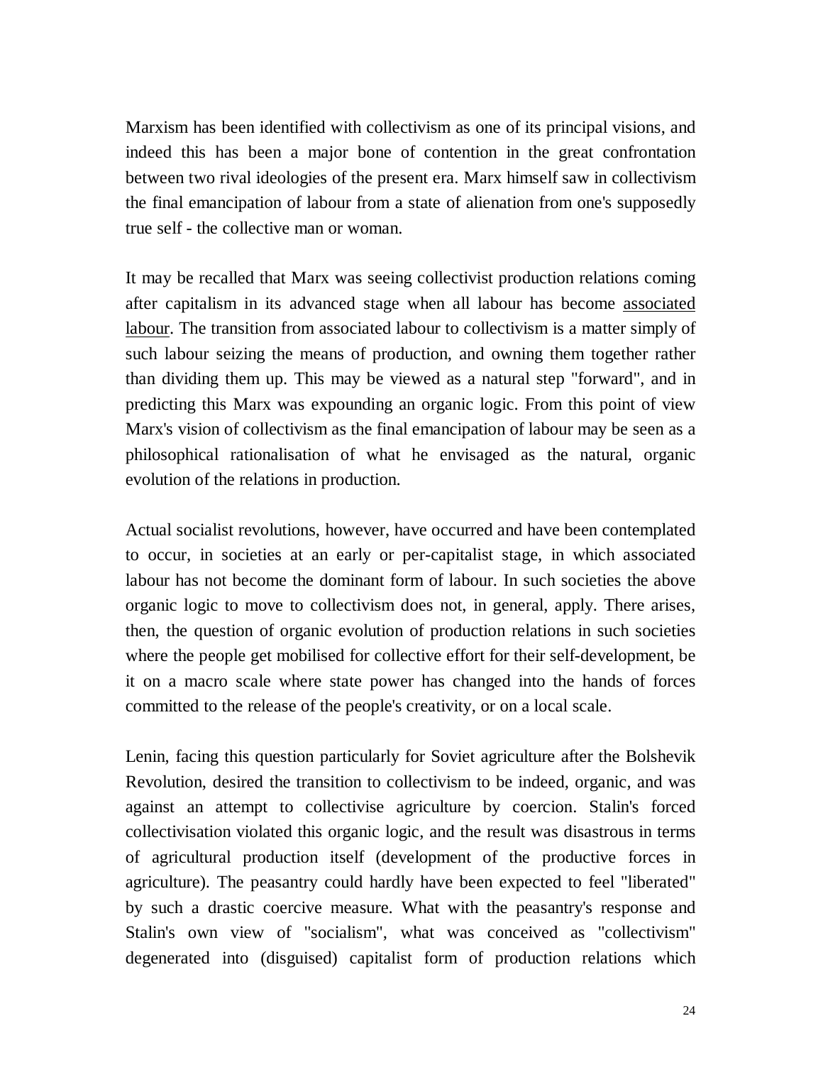Marxism has been identified with collectivism as one of its principal visions, and indeed this has been a major bone of contention in the great confrontation between two rival ideologies of the present era. Marx himself saw in collectivism the final emancipation of labour from a state of alienation from one's supposedly true self - the collective man or woman.

It may be recalled that Marx was seeing collectivist production relations coming after capitalism in its advanced stage when all labour has become associated labour. The transition from associated labour to collectivism is a matter simply of such labour seizing the means of production, and owning them together rather than dividing them up. This may be viewed as a natural step "forward", and in predicting this Marx was expounding an organic logic. From this point of view Marx's vision of collectivism as the final emancipation of labour may be seen as a philosophical rationalisation of what he envisaged as the natural, organic evolution of the relations in production.

Actual socialist revolutions, however, have occurred and have been contemplated to occur, in societies at an early or per-capitalist stage, in which associated labour has not become the dominant form of labour. In such societies the above organic logic to move to collectivism does not, in general, apply. There arises, then, the question of organic evolution of production relations in such societies where the people get mobilised for collective effort for their self-development, be it on a macro scale where state power has changed into the hands of forces committed to the release of the people's creativity, or on a local scale.

Lenin, facing this question particularly for Soviet agriculture after the Bolshevik Revolution, desired the transition to collectivism to be indeed, organic, and was against an attempt to collectivise agriculture by coercion. Stalin's forced collectivisation violated this organic logic, and the result was disastrous in terms of agricultural production itself (development of the productive forces in agriculture). The peasantry could hardly have been expected to feel "liberated" by such a drastic coercive measure. What with the peasantry's response and Stalin's own view of "socialism", what was conceived as "collectivism" degenerated into (disguised) capitalist form of production relations which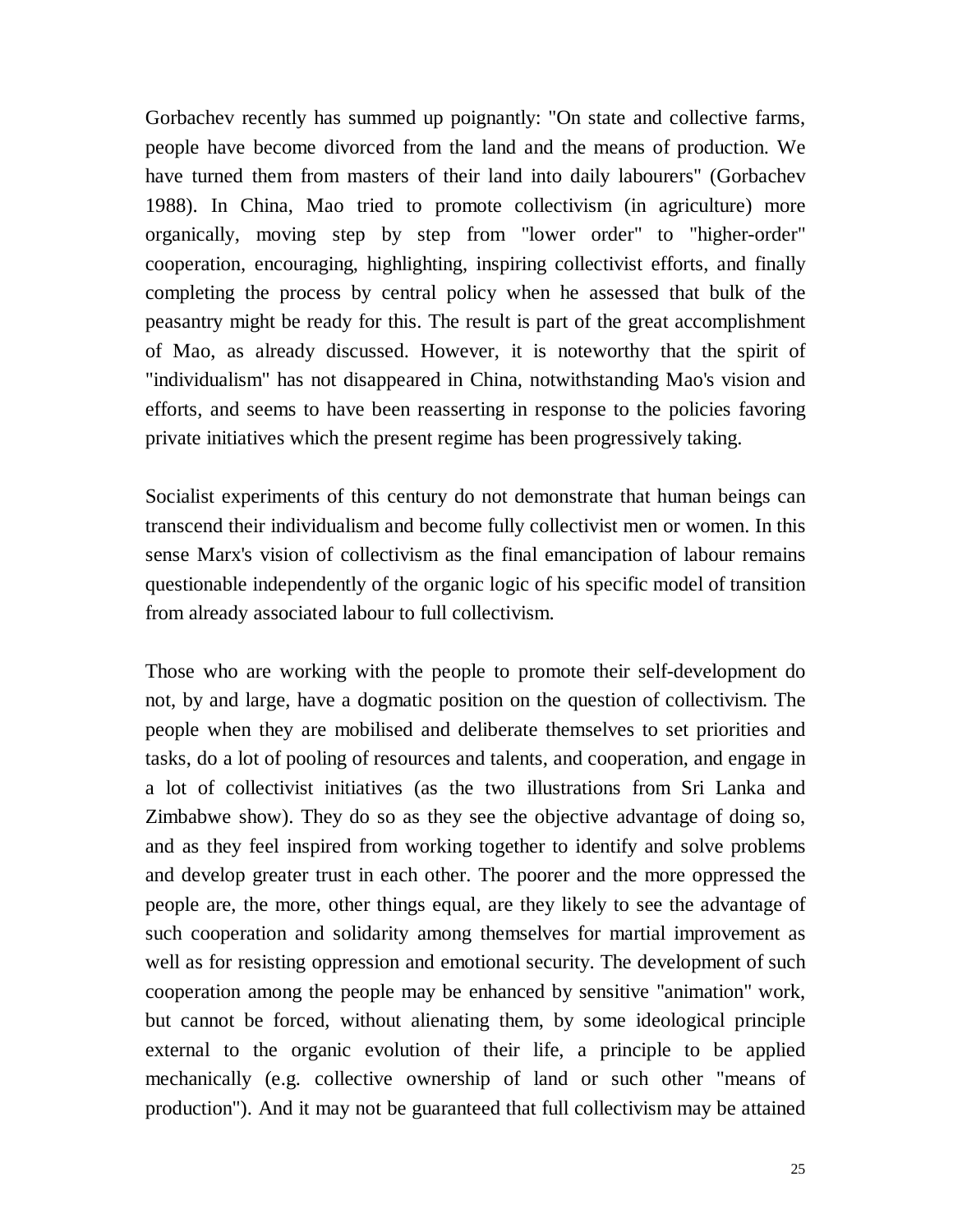Gorbachev recently has summed up poignantly: "On state and collective farms, people have become divorced from the land and the means of production. We have turned them from masters of their land into daily labourers" (Gorbachev 1988). In China, Mao tried to promote collectivism (in agriculture) more organically, moving step by step from "lower order" to "higher-order" cooperation, encouraging, highlighting, inspiring collectivist efforts, and finally completing the process by central policy when he assessed that bulk of the peasantry might be ready for this. The result is part of the great accomplishment of Mao, as already discussed. However, it is noteworthy that the spirit of "individualism" has not disappeared in China, notwithstanding Mao's vision and efforts, and seems to have been reasserting in response to the policies favoring private initiatives which the present regime has been progressively taking.

Socialist experiments of this century do not demonstrate that human beings can transcend their individualism and become fully collectivist men or women. In this sense Marx's vision of collectivism as the final emancipation of labour remains questionable independently of the organic logic of his specific model of transition from already associated labour to full collectivism.

Those who are working with the people to promote their self-development do not, by and large, have a dogmatic position on the question of collectivism. The people when they are mobilised and deliberate themselves to set priorities and tasks, do a lot of pooling of resources and talents, and cooperation, and engage in a lot of collectivist initiatives (as the two illustrations from Sri Lanka and Zimbabwe show). They do so as they see the objective advantage of doing so, and as they feel inspired from working together to identify and solve problems and develop greater trust in each other. The poorer and the more oppressed the people are, the more, other things equal, are they likely to see the advantage of such cooperation and solidarity among themselves for martial improvement as well as for resisting oppression and emotional security. The development of such cooperation among the people may be enhanced by sensitive "animation" work, but cannot be forced, without alienating them, by some ideological principle external to the organic evolution of their life, a principle to be applied mechanically (e.g. collective ownership of land or such other "means of production"). And it may not be guaranteed that full collectivism may be attained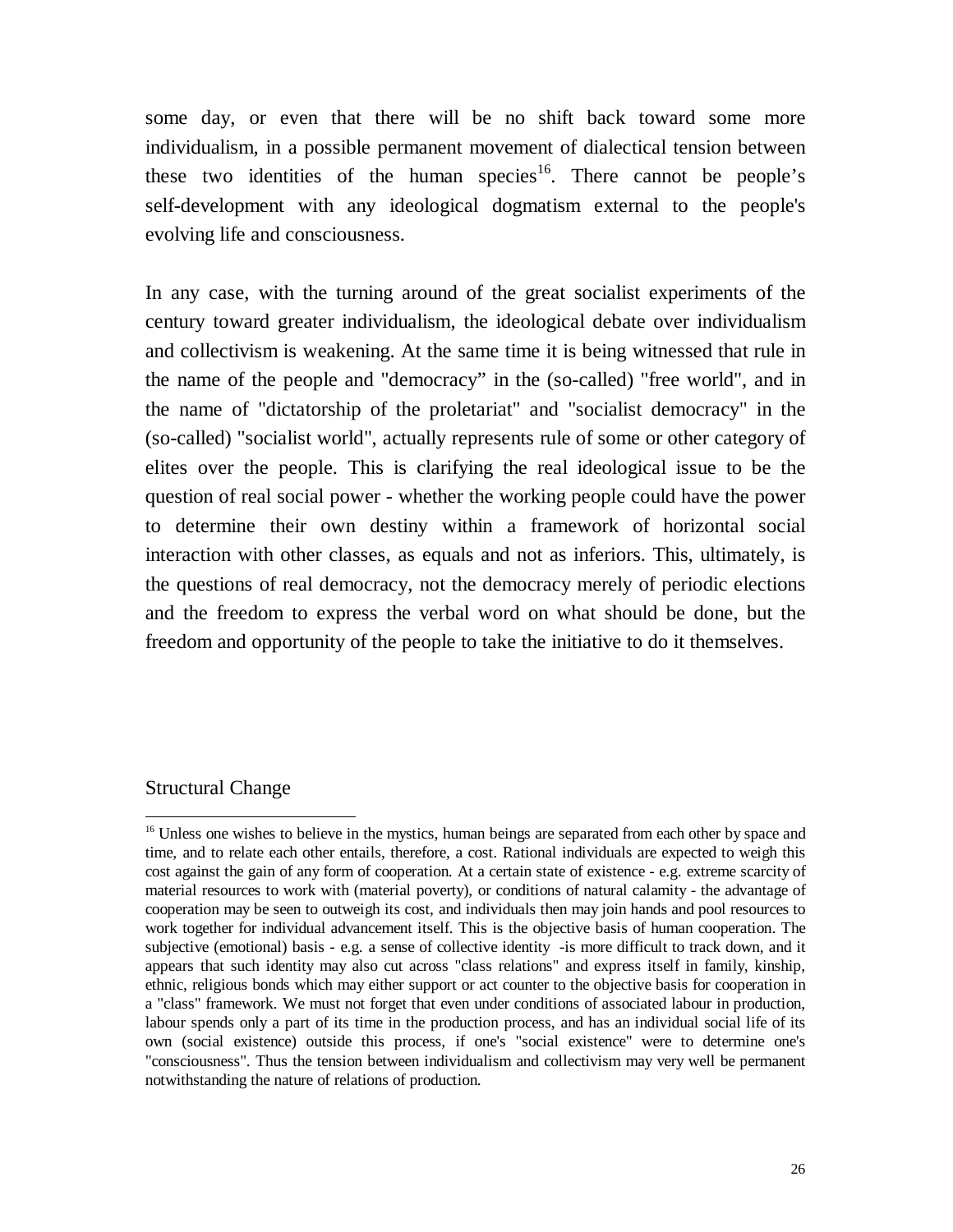some day, or even that there will be no shift back toward some more individualism, in a possible permanent movement of dialectical tension between these two identities of the human species[16]. There cannot be people's self-development with any ideological dogmatism external to the people's evolving life and consciousness.

In any case, with the turning around of the great socialist experiments of the century toward greater individualism, the ideological debate over individualism and collectivism is weakening. At the same time it is being witnessed that rule in the name of the people and "democracy" in the (so-called) "free world", and in the name of "dictatorship of the proletariat" and "socialist democracy" in the (so-called) "socialist world", actually represents rule of some or other category of elites over the people. This is clarifying the real ideological issue to be the question of real social power - whether the working people could have the power to determine their own destiny within a framework of horizontal social interaction with other classes, as equals and not as inferiors. This, ultimately, is the questions of real democracy, not the democracy merely of periodic elections and the freedom to express the verbal word on what should be done, but the freedom and opportunity of the people to take the initiative to do it themselves.

## Structural Change

[16] Unless one wishes to believe in the mystics, human beings are separated from each other by space and time, and to relate each other entails, therefore, a cost. Rational individuals are expected to weigh this cost against the gain of any form of cooperation. At a certain state of existence - e.g. extreme scarcity of material resources to work with (material poverty), or conditions of natural calamity - the advantage of cooperation may be seen to outweigh its cost, and individuals then may join hands and pool resources to work together for individual advancement itself. This is the objective basis of human cooperation. The subjective (emotional) basis - e.g. a sense of collective identity -is more difficult to track down, and it appears that such identity may also cut across "class relations" and express itself in family, kinship, ethnic, religious bonds which may either support or act counter to the objective basis for cooperation in a "class" framework. We must not forget that even under conditions of associated labour in production, labour spends only a part of its time in the production process, and has an individual social life of its own (social existence) outside this process, if one's "social existence" were to determine one's "consciousness". Thus the tension between individualism and collectivism may very well be permanent notwithstanding the nature of relations of production.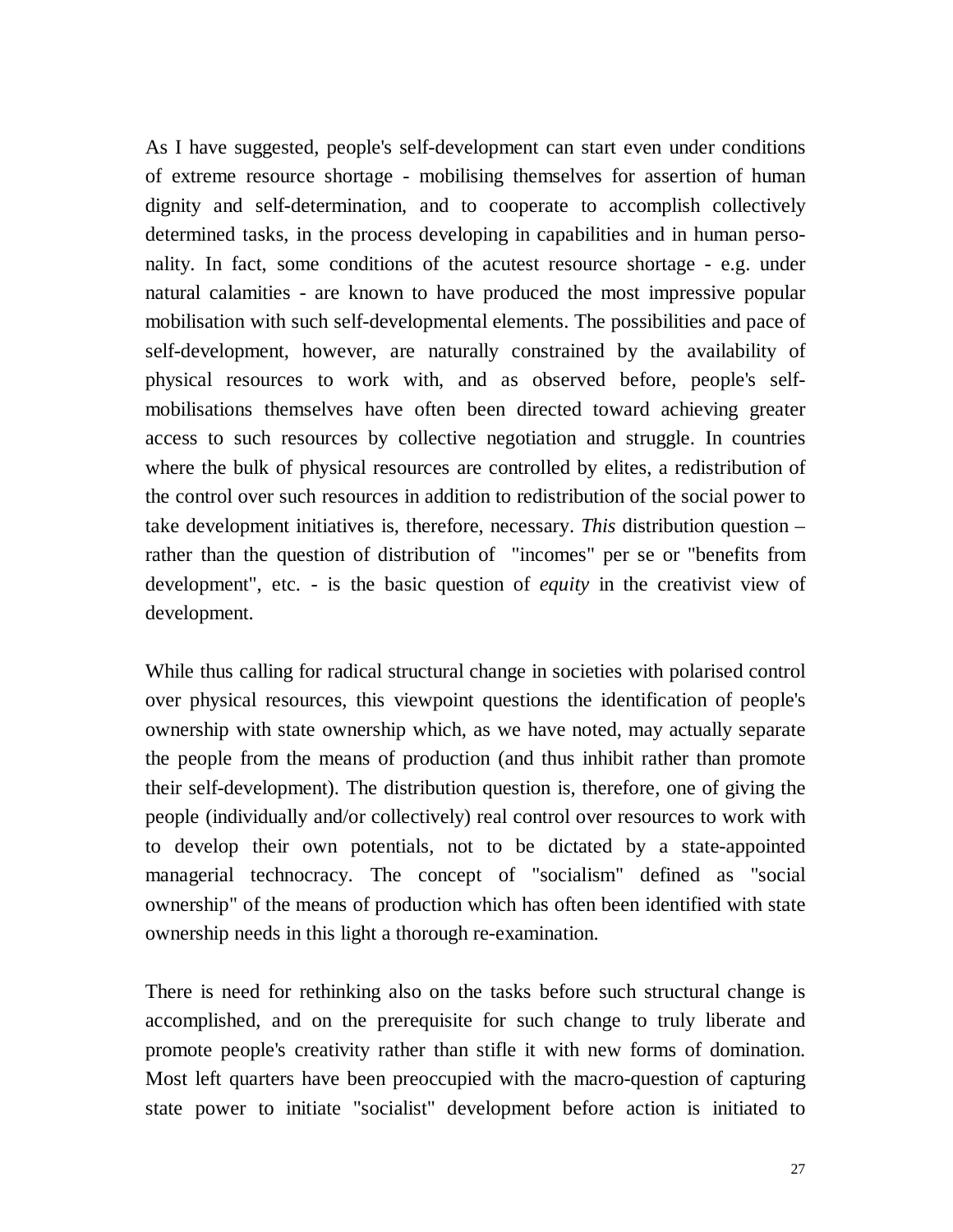As I have suggested, people's self-development can start even under conditions of extreme resource shortage - mobilising themselves for assertion of human dignity and self-determination, and to cooperate to accomplish collectively determined tasks, in the process developing in capabilities and in human personality. In fact, some conditions of the acutest resource shortage - e.g. under natural calamities - are known to have produced the most impressive popular mobilisation with such self-developmental elements. The possibilities and pace of self-development, however, are naturally constrained by the availability of physical resources to work with, and as observed before, people's self-mobilisations themselves have often been directed toward achieving greater access to such resources by collective negotiation and struggle. In countries where the bulk of physical resources are controlled by elites, a redistribution of the control over such resources in addition to redistribution of the social power to take development initiatives is, therefore, necessary. *This* distribution question – rather than the question of distribution of "incomes" per se or "benefits from development", etc. - is the basic question of *equity* in the creativist view of development.

While thus calling for radical structural change in societies with polarised control over physical resources, this viewpoint questions the identification of people's ownership with state ownership which, as we have noted, may actually separate the people from the means of production (and thus inhibit rather than promote their self-development). The distribution question is, therefore, one of giving the people (individually and/or collectively) real control over resources to work with to develop their own potentials, not to be dictated by a state-appointed managerial technocracy. The concept of "socialism" defined as "social ownership" of the means of production which has often been identified with state ownership needs in this light a thorough re-examination.

There is need for rethinking also on the tasks before such structural change is accomplished, and on the prerequisite for such change to truly liberate and promote people's creativity rather than stifle it with new forms of domination. Most left quarters have been preoccupied with the macro-question of capturing state power to initiate "socialist" development before action is initiated to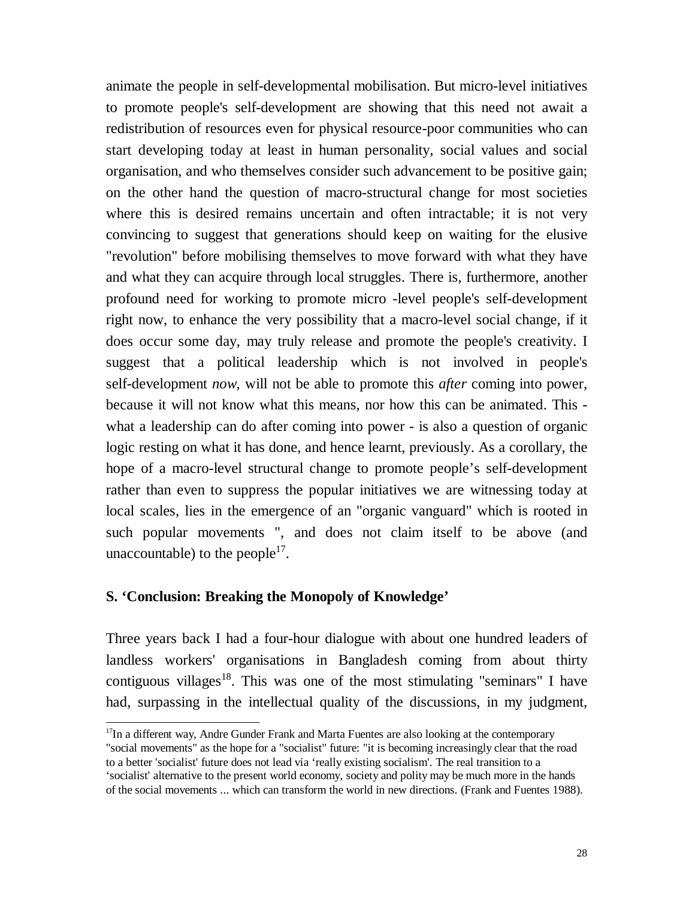animate the people in self-developmental mobilisation. But micro-level initiatives to promote people's self-development are showing that this need not await a redistribution of resources even for physical resource-poor communities who can start developing today at least in human personality, social values and social organisation, and who themselves consider such advancement to be positive gain; on the other hand the question of macro-structural change for most societies where this is desired remains uncertain and often intractable; it is not very convincing to suggest that generations should keep on waiting for the elusive "revolution" before mobilising themselves to move forward with what they have and what they can acquire through local struggles. There is, furthermore, another profound need for working to promote micro -level people's self-development right now, to enhance the very possibility that a macro-level social change, if it does occur some day, may truly release and promote the people's creativity. I suggest that a political leadership which is not involved in people's self-development *now*, will not be able to promote this *after* coming into power, because it will not know what this means, nor how this can be animated. This - what a leadership can do after coming into power - is also a question of organic logic resting on what it has done, and hence learnt, previously. As a corollary, the hope of a macro-level structural change to promote people's self-development rather than even to suppress the popular initiatives we are witnessing today at local scales, lies in the emergence of an "organic vanguard" which is rooted in such popular movements ", and does not claim itself to be above (and unaccountable) to the people[17].

### S. 'Conclusion: Breaking the Monopoly of Knowledge'

Three years back I had a four-hour dialogue with about one hundred leaders of landless workers' organisations in Bangladesh coming from about thirty contiguous villages[18]. This was one of the most stimulating "seminars" I have had, surpassing in the intellectual quality of the discussions, in my judgment,

[17] In a different way, Andre Gunder Frank and Marta Fuentes are also looking at the contemporary "social movements" as the hope for a "socialist" future: "it is becoming increasingly clear that the road to a better 'socialist' future does not lead via 'really existing socialism'. The real transition to a 'socialist' alternative to the present world economy, society and polity may be much more in the hands of the social movements ... which can transform the world in new directions. (Frank and Fuentes 1988).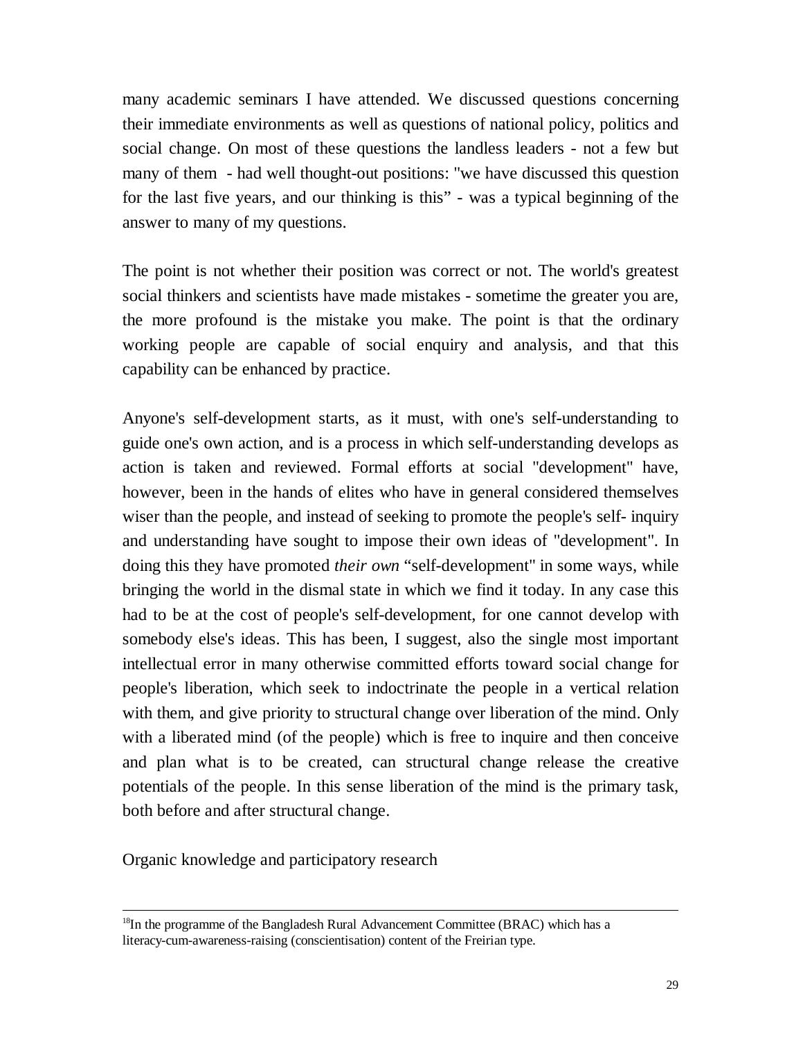many academic seminars I have attended. We discussed questions concerning their immediate environments as well as questions of national policy, politics and social change. On most of these questions the landless leaders - not a few but many of them - had well thought-out positions: "we have discussed this question for the last five years, and our thinking is this" - was a typical beginning of the answer to many of my questions.

The point is not whether their position was correct or not. The world's greatest social thinkers and scientists have made mistakes - sometime the greater you are, the more profound is the mistake you make. The point is that the ordinary working people are capable of social enquiry and analysis, and that this capability can be enhanced by practice.

Anyone's self-development starts, as it must, with one's self-understanding to guide one's own action, and is a process in which self-understanding develops as action is taken and reviewed. Formal efforts at social "development" have, however, been in the hands of elites who have in general considered themselves wiser than the people, and instead of seeking to promote the people's self- inquiry and understanding have sought to impose their own ideas of "development". In doing this they have promoted *their own* "self-development" in some ways, while bringing the world in the dismal state in which we find it today. In any case this had to be at the cost of people's self-development, for one cannot develop with somebody else's ideas. This has been, I suggest, also the single most important intellectual error in many otherwise committed efforts toward social change for people's liberation, which seek to indoctrinate the people in a vertical relation with them, and give priority to structural change over liberation of the mind. Only with a liberated mind (of the people) which is free to inquire and then conceive and plan what is to be created, can structural change release the creative potentials of the people. In this sense liberation of the mind is the primary task, both before and after structural change.

## Organic knowledge and participatory research

---

[18] In the programme of the Bangladesh Rural Advancement Committee (BRAC) which has a literacy-cum-awareness-raising (conscientisation) content of the Freirian type.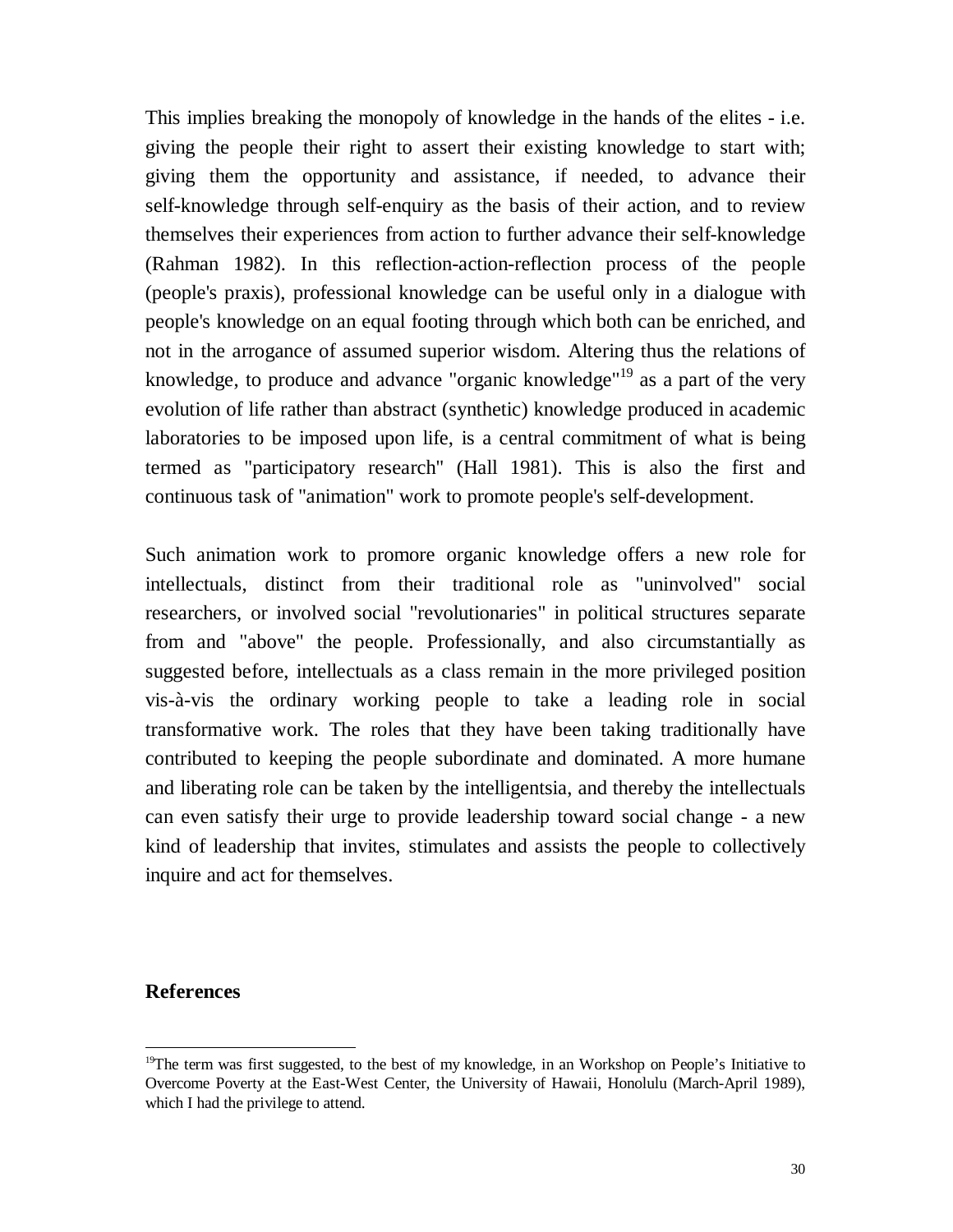This implies breaking the monopoly of knowledge in the hands of the elites - i.e. giving the people their right to assert their existing knowledge to start with; giving them the opportunity and assistance, if needed, to advance their self-knowledge through self-enquiry as the basis of their action, and to review themselves their experiences from action to further advance their self-knowledge (Rahman 1982). In this reflection-action-reflection process of the people (people's praxis), professional knowledge can be useful only in a dialogue with people's knowledge on an equal footing through which both can be enriched, and not in the arrogance of assumed superior wisdom. Altering thus the relations of knowledge, to produce and advance "organic knowledge"[19] as a part of the very evolution of life rather than abstract (synthetic) knowledge produced in academic laboratories to be imposed upon life, is a central commitment of what is being termed as "participatory research" (Hall 1981). This is also the first and continuous task of "animation" work to promote people's self-development.

Such animation work to promore organic knowledge offers a new role for intellectuals, distinct from their traditional role as "uninvolved" social researchers, or involved social "revolutionaries" in political structures separate from and "above" the people. Professionally, and also circumstantially as suggested before, intellectuals as a class remain in the more privileged position vis-à-vis the ordinary working people to take a leading role in social transformative work. The roles that they have been taking traditionally have contributed to keeping the people subordinate and dominated. A more humane and liberating role can be taken by the intelligentsia, and thereby the intellectuals can even satisfy their urge to provide leadership toward social change - a new kind of leadership that invites, stimulates and assists the people to collectively inquire and act for themselves.

## References

[19]The term was first suggested, to the best of my knowledge, in an Workshop on People's Initiative to Overcome Poverty at the East-West Center, the University of Hawaii, Honolulu (March-April 1989), which I had the privilege to attend.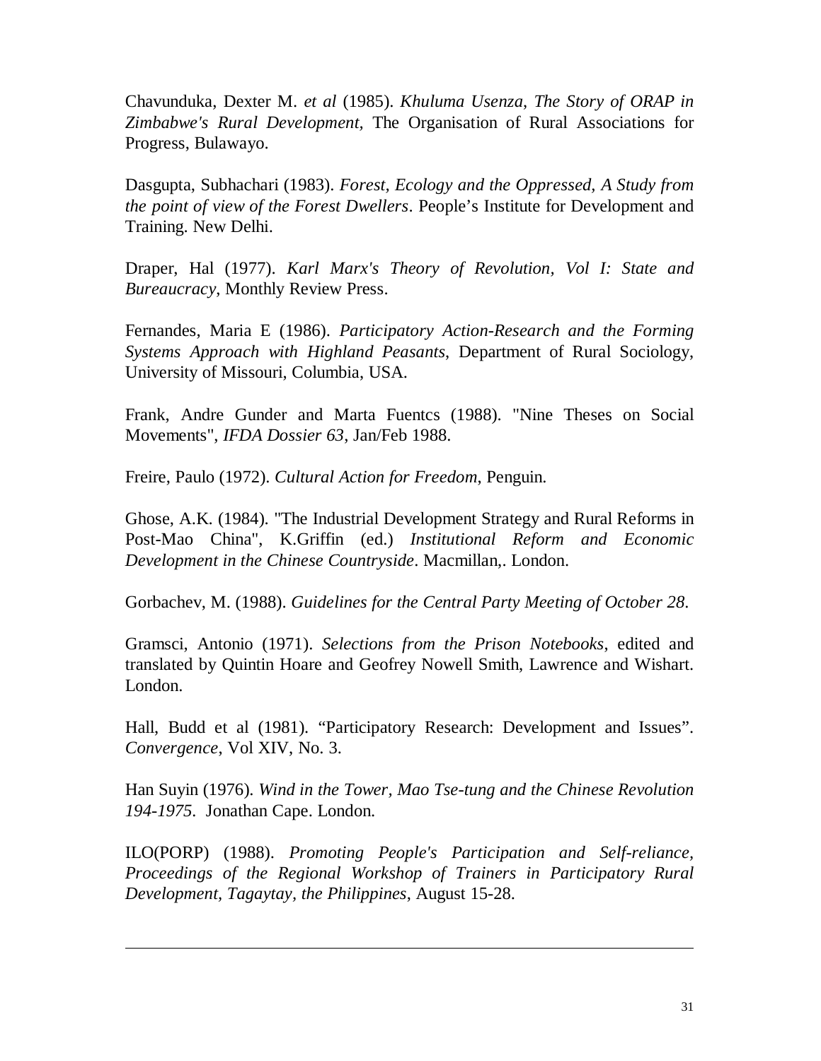Chavunduka, Dexter M. *et al* (1985). *Khuluma Usenza, The Story of ORAP in Zimbabwe's Rural Development,* The Organisation of Rural Associations for Progress, Bulawayo.

Dasgupta, Subhachari (1983). *Forest, Ecology and the Oppressed, A Study from the point of view of the Forest Dwellers*. People's Institute for Development and Training. New Delhi.

Draper, Hal (1977). *Karl Marx's Theory of Revolution, Vol I: State and Bureaucracy,* Monthly Review Press.

Fernandes, Maria E (1986). *Participatory Action-Research and the Forming Systems Approach with Highland Peasants*, Department of Rural Sociology, University of Missouri, Columbia, USA.

Frank, Andre Gunder and Marta Fuentcs (1988). "Nine Theses on Social Movements", *IFDA Dossier 63*, Jan/Feb 1988.

Freire, Paulo (1972). *Cultural Action for Freedom*, Penguin.

Ghose, A.K. (1984). "The Industrial Development Strategy and Rural Reforms in Post-Mao China", K.Griffin (ed.) *Institutional Reform and Economic Development in the Chinese Countryside*. Macmillan,. London.

Gorbachev, M. (1988). *Guidelines for the Central Party Meeting of October 28*.

Gramsci, Antonio (1971). *Selections from the Prison Notebooks*, edited and translated by Quintin Hoare and Geofrey Nowell Smith, Lawrence and Wishart. London.

Hall, Budd et al (1981). "Participatory Research: Development and Issues". *Convergence*, Vol XIV, No. 3.

Han Suyin (1976). *Wind in the Tower, Mao Tse-tung and the Chinese Revolution 194-1975*. Jonathan Cape. London.

ILO(PORP) (1988). *Promoting People's Participation and Self-reliance, Proceedings of the Regional Workshop of Trainers in Participatory Rural Development, Tagaytay, the Philippines*, August 15-28.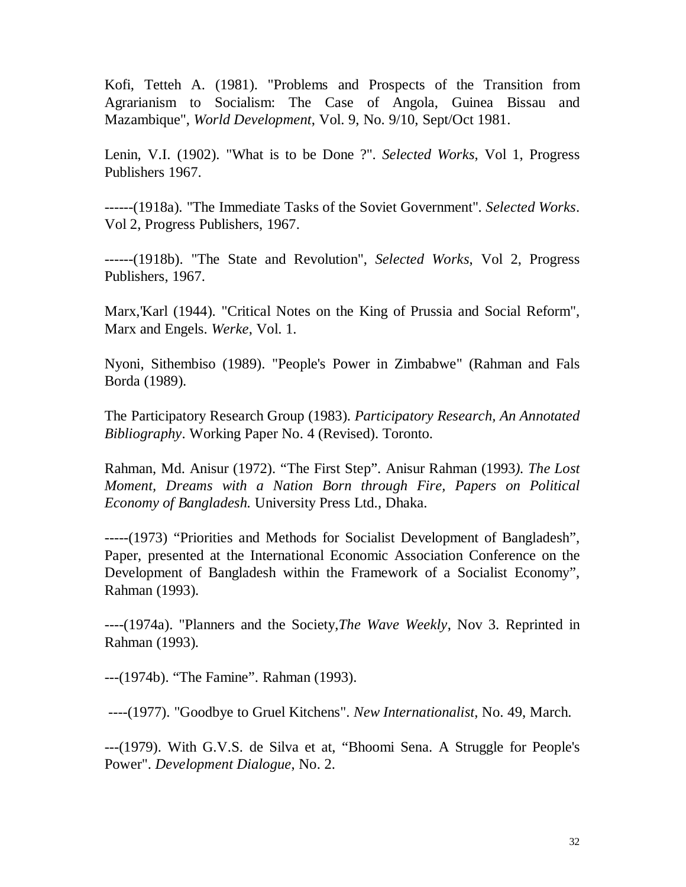Kofi, Tetteh A. (1981). "Problems and Prospects of the Transition from Agrarianism to Socialism: The Case of Angola, Guinea Bissau and Mazambique", *World Development*, Vol. 9, No. 9/10, Sept/Oct 1981.

Lenin, V.I. (1902). "What is to be Done ?". *Selected Works*, Vol 1, Progress Publishers 1967.

------(1918a). "The Immediate Tasks of the Soviet Government". *Selected Works*. Vol 2, Progress Publishers, 1967.

------(1918b). "The State and Revolution", *Selected Works*, Vol 2, Progress Publishers, 1967.

Marx,'Karl (1944). "Critical Notes on the King of Prussia and Social Reform", Marx and Engels. *Werke*, Vol. 1.

Nyoni, Sithembiso (1989). "People's Power in Zimbabwe" (Rahman and Fals Borda (1989).

The Participatory Research Group (1983). *Participatory Research, An Annotated Bibliography*. Working Paper No. 4 (Revised). Toronto.

Rahman, Md. Anisur (1972). “The First Step”. Anisur Rahman (1993*). The Lost Moment, Dreams with a Nation Born through Fire, Papers on Political Economy of Bangladesh.* University Press Ltd., Dhaka.

-----(1973) “Priorities and Methods for Socialist Development of Bangladesh”, Paper, presented at the International Economic Association Conference on the Development of Bangladesh within the Framework of a Socialist Economy”, Rahman (1993).

----(1974a). "Planners and the Society,*The Wave Weekly*, Nov 3. Reprinted in Rahman (1993).

---(1974b). “The Famine”. Rahman (1993).

----(1977). "Goodbye to Gruel Kitchens". *New Internationalist*, No. 49, March.

---(1979). With G.V.S. de Silva et at, “Bhoomi Sena. A Struggle for People's Power". *Development Dialogue*, No. 2.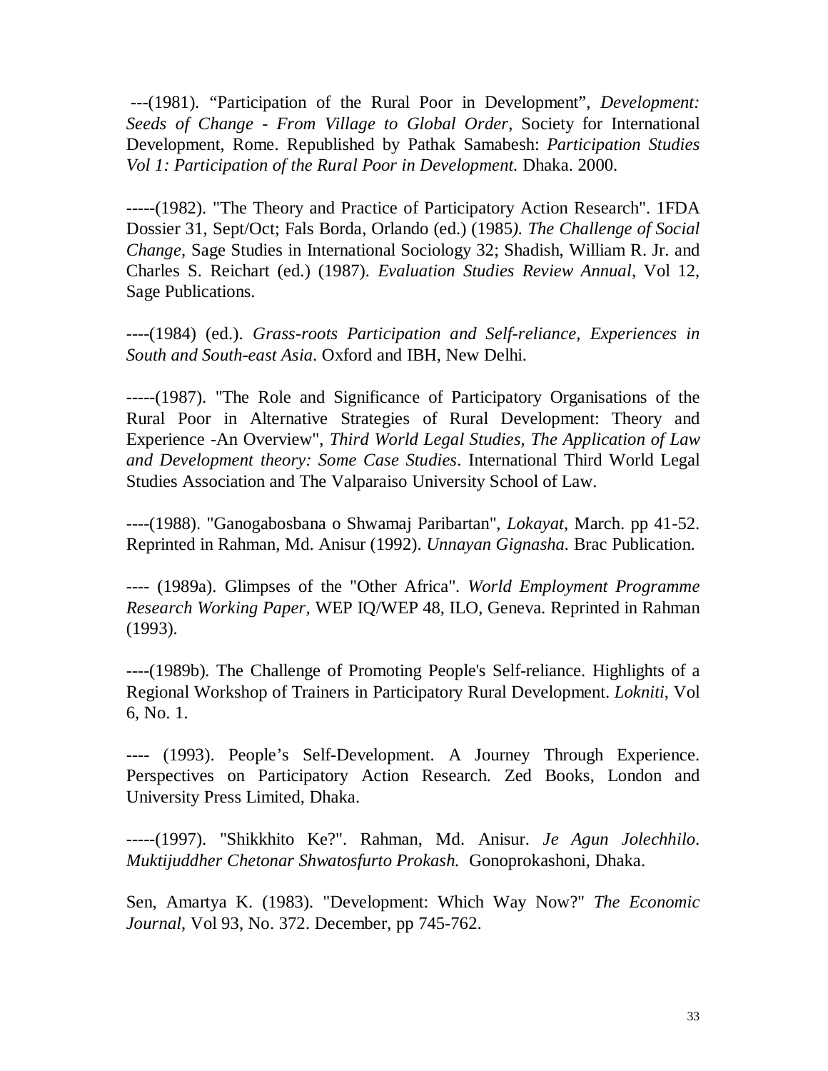---(1981). “Participation of the Rural Poor in Development”, *Development: Seeds of Change - From Village to Global Order*, Society for International Development, Rome. Republished by Pathak Samabesh: *Participation Studies Vol 1: Participation of the Rural Poor in Development.* Dhaka. 2000.

-----(1982). "The Theory and Practice of Participatory Action Research". 1FDA Dossier 31, Sept/Oct; Fals Borda, Orlando (ed.) (1985*). The Challenge of Social Change,* Sage Studies in International Sociology 32; Shadish, William R. Jr. and Charles S. Reichart (ed.) (1987). *Evaluation Studies Review Annual*, Vol 12, Sage Publications.

----(1984) (ed.). *Grass-roots Participation and Self-reliance, Experiences in South and South-east Asia.* Oxford and IBH, New Delhi.

-----(1987). "The Role and Significance of Participatory Organisations of the Rural Poor in Alternative Strategies of Rural Development: Theory and Experience -An Overview", *Third World Legal Studies, The Application of Law and Development theory: Some Case Studies*. International Third World Legal Studies Association and The Valparaiso University School of Law.

----(1988). "Ganogabosbana o Shwamaj Paribartan", *Lokayat*, March. pp 41-52. Reprinted in Rahman, Md. Anisur (1992). *Unnayan Gignasha*. Brac Publication.

---- (1989a). Glimpses of the "Other Africa". *World Employment Programme Research Working Paper,* WEP IQ/WEP 48, ILO, Geneva. Reprinted in Rahman (1993).

----(1989b). The Challenge of Promoting People's Self-reliance. Highlights of a Regional Workshop of Trainers in Participatory Rural Development. *Lokniti*, Vol 6, No. 1.

---- (1993). People’s Self-Development. A Journey Through Experience. Perspectives on Participatory Action Research. Zed Books, London and University Press Limited, Dhaka.

-----(1997). "Shikkhito Ke?". Rahman, Md. Anisur. *Je Agun Jolechhilo. Muktijuddher Chetonar Shwatosfurto Prokash.* Gonoprokashoni, Dhaka.

Sen, Amartya K. (1983). "Development: Which Way Now?" *The Economic Journal*, Vol 93, No. 372. December, pp 745-762.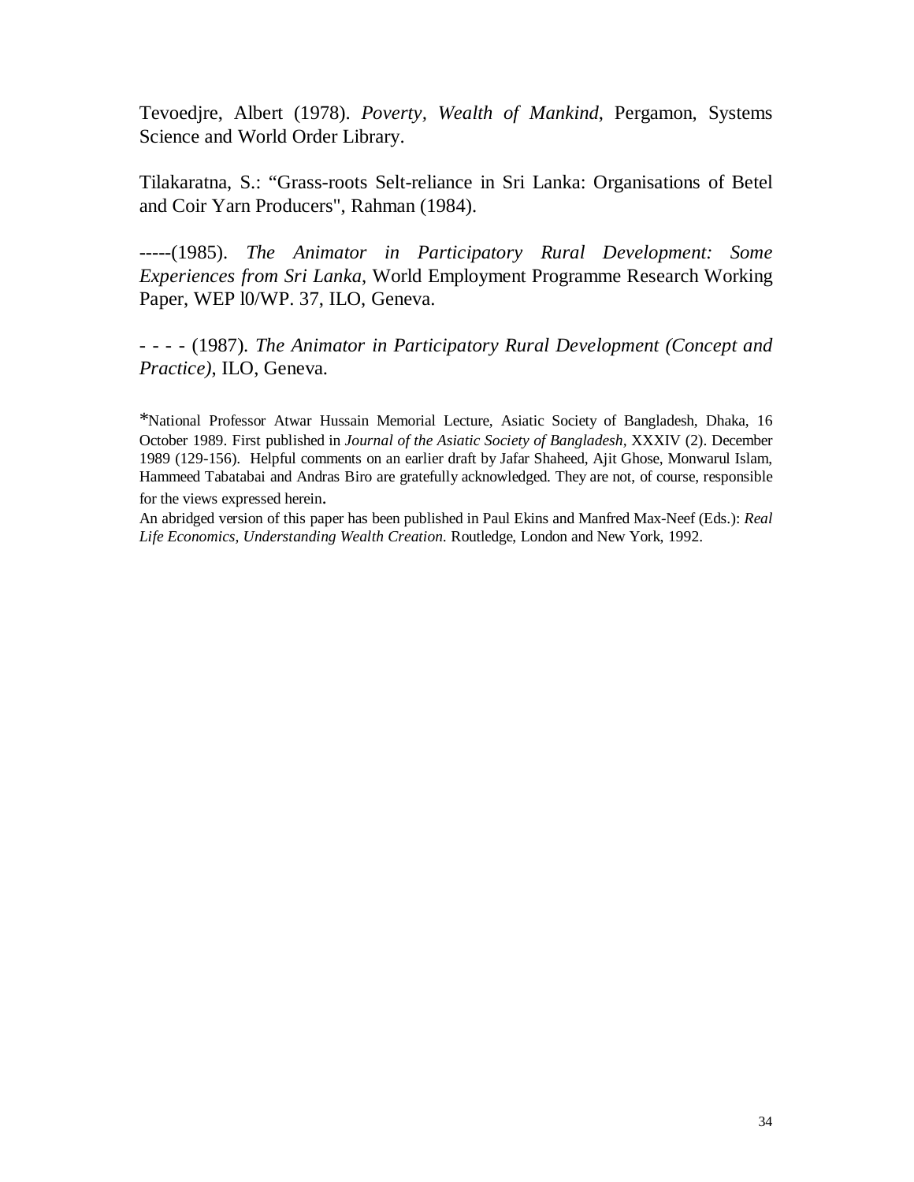Tevoedjre, Albert (1978). *Poverty, Wealth of Mankind*, Pergamon, Systems Science and World Order Library.

Tilakaratna, S.: "Grass-roots Selt-reliance in Sri Lanka: Organisations of Betel and Coir Yarn Producers", Rahman (1984).

-----(1985). *The Animator in Participatory Rural Development: Some Experiences from Sri Lanka*, World Employment Programme Research Working Paper, WEP l0/WP. 37, ILO, Geneva.

- - - - (1987). *The Animator in Participatory Rural Development (Concept and Practice)*, ILO, Geneva.

*National Professor Atwar Hussain Memorial Lecture, Asiatic Society of Bangladesh, Dhaka, 16 October 1989. First published in *Journal of the Asiatic Society of Bangladesh*, XXXIV (2). December 1989 (129-156). Helpful comments on an earlier draft by Jafar Shaheed, Ajit Ghose, Monwarul Islam, Hammeed Tabatabai and Andras Biro are gratefully acknowledged. They are not, of course, responsible for the views expressed herein.

An abridged version of this paper has been published in Paul Ekins and Manfred Max-Neef (Eds.): *Real Life Economics, Understanding Wealth Creation*. Routledge, London and New York, 1992.